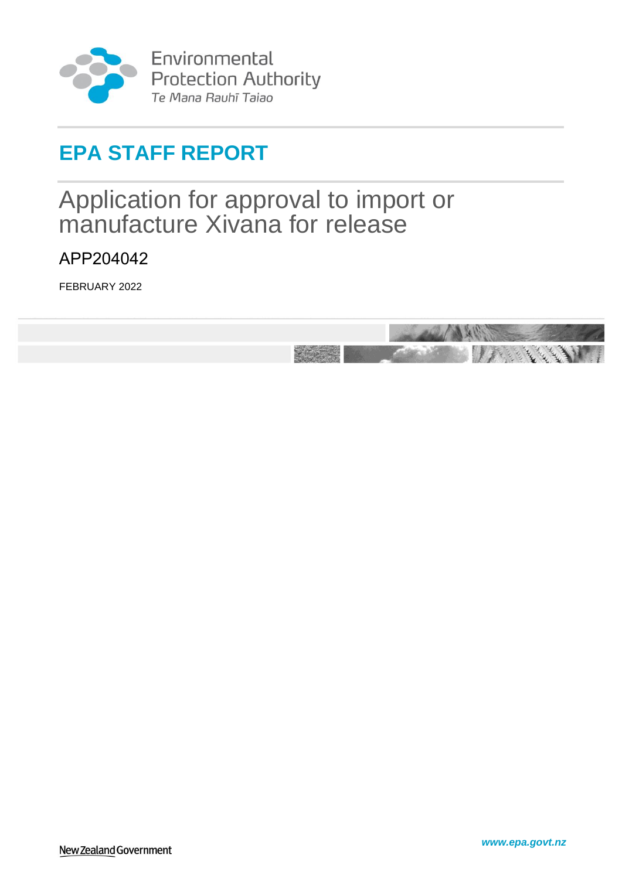Environmental Protection Authority
*Te Mana Rauhī Taiao*

# EPA STAFF REPORT

## Application for approval to import or manufacture Xivana for release

### APP204042

FEBRUARY 2022

New Zealand Government

***www.epa.govt.nz***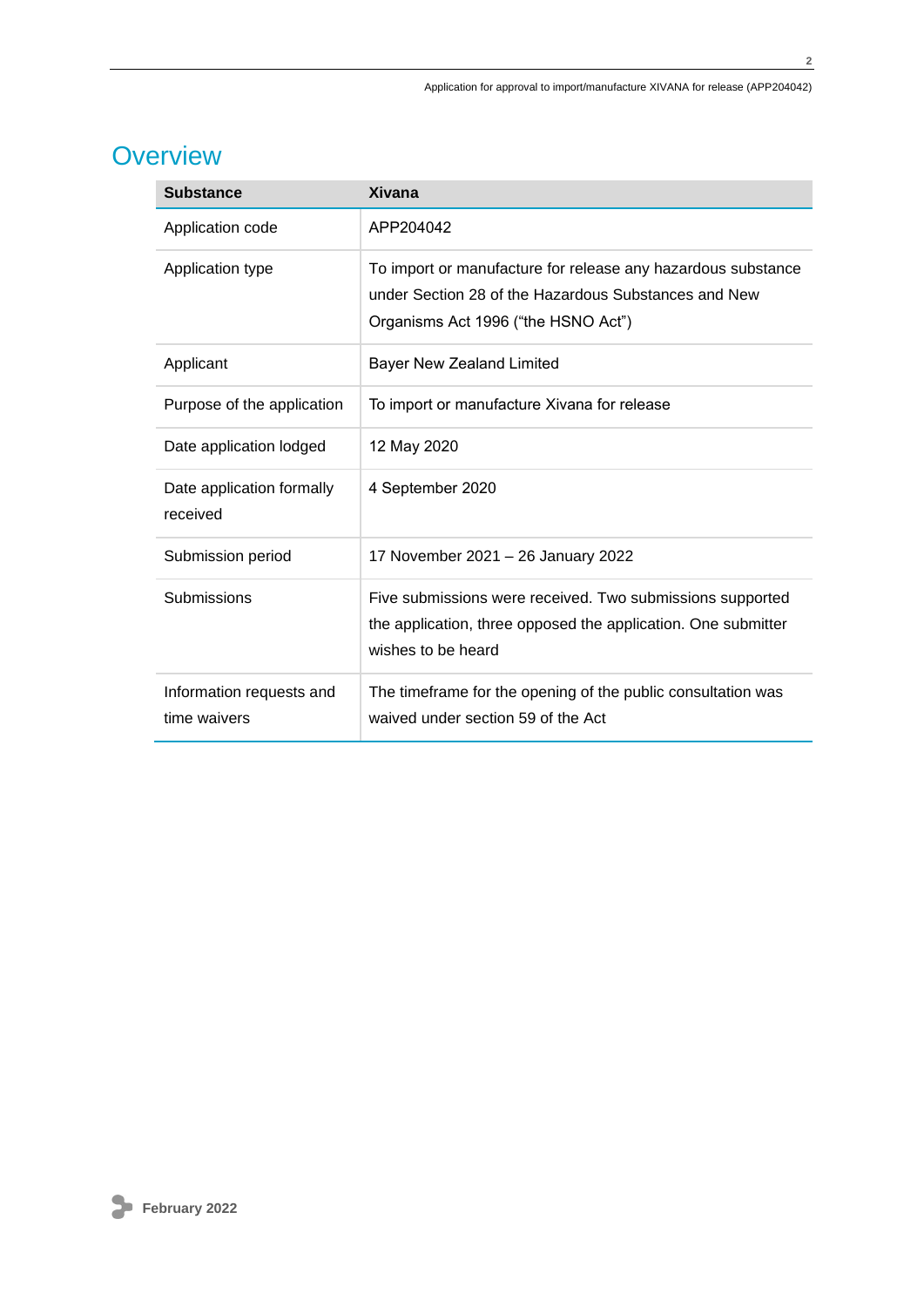## Overview

| Substance | Xivana |
|---|---|
| Application code | APP204042 |
| Application type | To import or manufacture for release any hazardous substance under Section 28 of the Hazardous Substances and New Organisms Act 1996 ("the HSNO Act") |
| Applicant | Bayer New Zealand Limited |
| Purpose of the application | To import or manufacture Xivana for release |
| Date application lodged | 12 May 2020 |
| Date application formally received | 4 September 2020 |
| Submission period | 17 November 2021 – 26 January 2022 |
| Submissions | Five submissions were received. Two submissions supported the application, three opposed the application. One submitter wishes to be heard |
| Information requests and time waivers | The timeframe for the opening of the public consultation was waived under section 59 of the Act |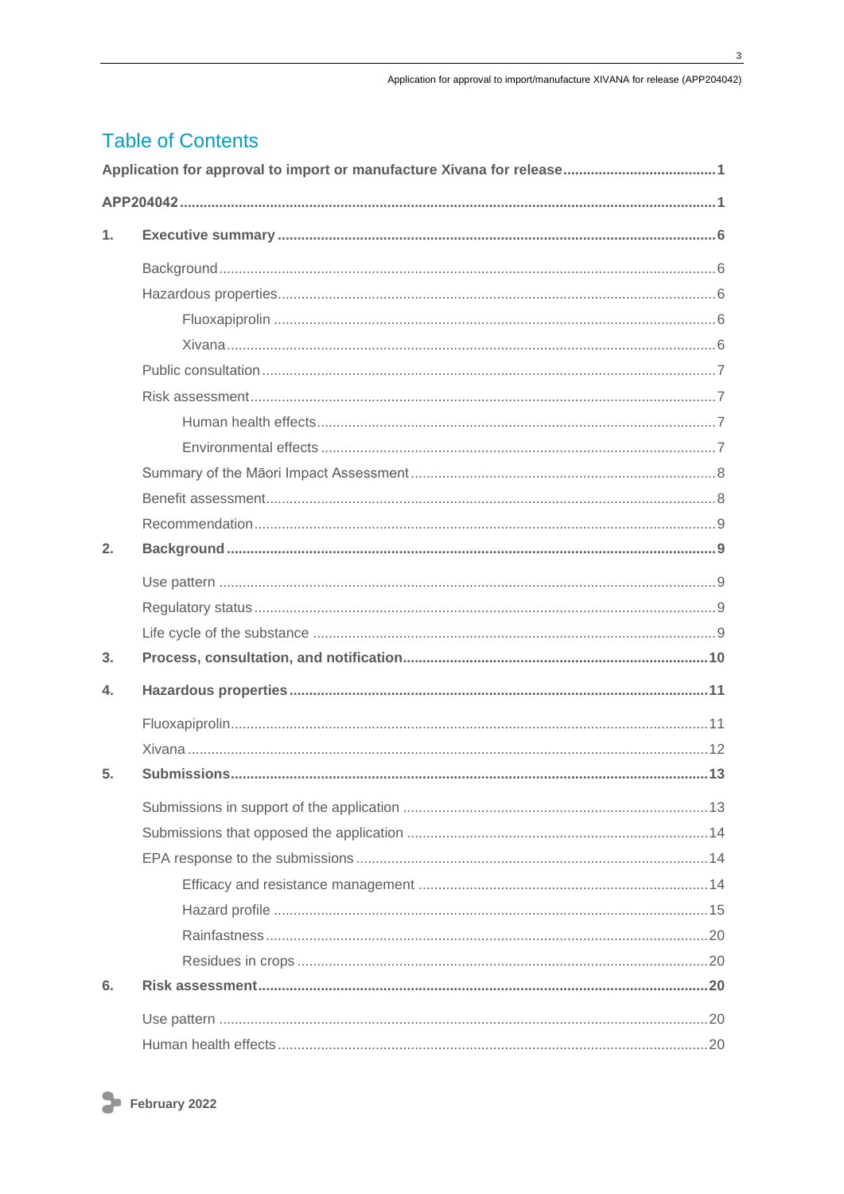# Table of Contents

**Application for approval to import or manufacture Xivana for release** ........ **1**

**APP204042** ........ **1**

**1. Executive summary** ........ **6**

- Background ........ 6
- Hazardous properties ........ 6
  - Fluoxapiprolin ........ 6
  - Xivana ........ 6
- Public consultation ........ 7
- Risk assessment ........ 7
  - Human health effects ........ 7
  - Environmental effects ........ 7
- Summary of the Māori Impact Assessment ........ 8
- Benefit assessment ........ 8
- Recommendation ........ 9

**2. Background** ........ **9**

- Use pattern ........ 9
- Regulatory status ........ 9
- Life cycle of the substance ........ 9

**3. Process, consultation, and notification** ........ **10**

**4. Hazardous properties** ........ **11**

- Fluoxapiprolin ........ 11
- Xivana ........ 12

**5. Submissions** ........ **13**

- Submissions in support of the application ........ 13
- Submissions that opposed the application ........ 14
- EPA response to the submissions ........ 14
  - Efficacy and resistance management ........ 14
  - Hazard profile ........ 15
  - Rainfastness ........ 20
  - Residues in crops ........ 20

**6. Risk assessment** ........ **20**

- Use pattern ........ 20
- Human health effects ........ 20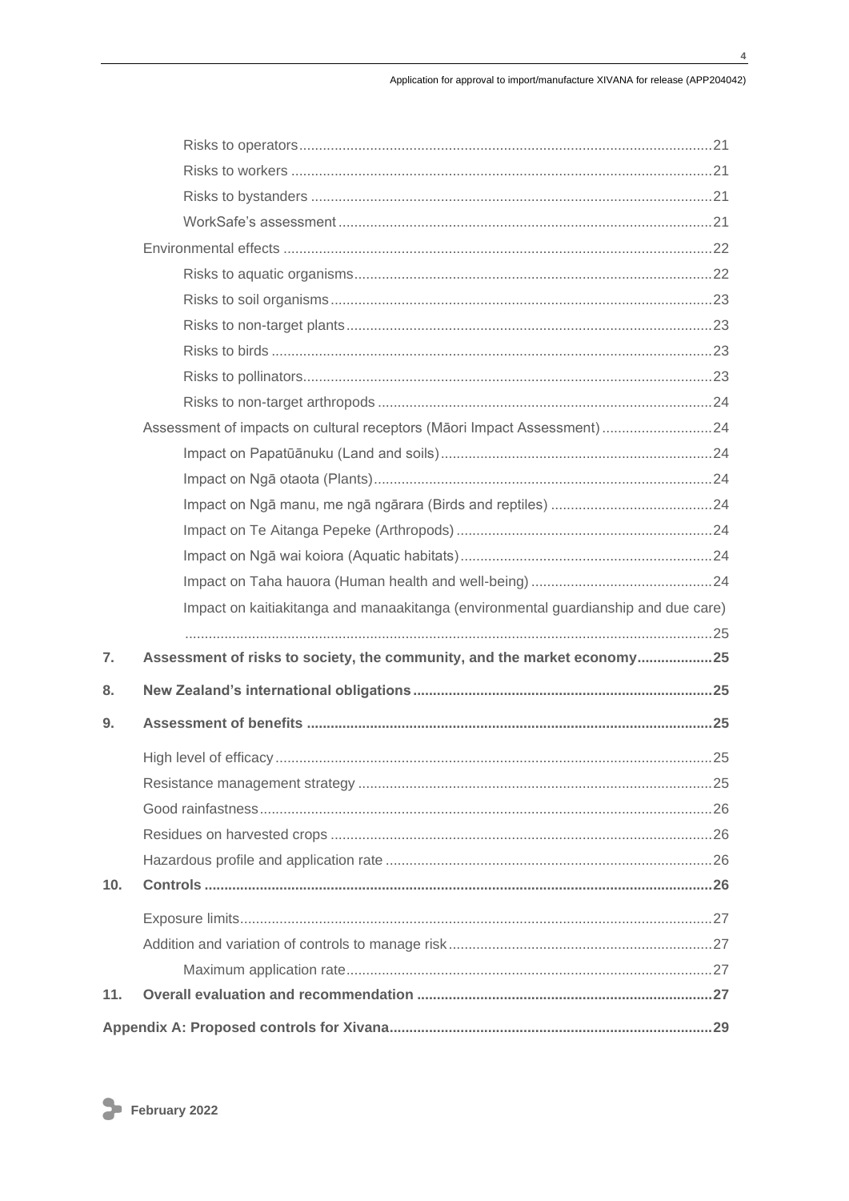- Risks to operators ........ 21
- Risks to workers ........ 21
- Risks to bystanders ........ 21
- WorkSafe's assessment ........ 21

Environmental effects ........ 22

- Risks to aquatic organisms ........ 22
- Risks to soil organisms ........ 23
- Risks to non-target plants ........ 23
- Risks to birds ........ 23
- Risks to pollinators ........ 23
- Risks to non-target arthropods ........ 24

Assessment of impacts on cultural receptors (Māori Impact Assessment) ........ 24

- Impact on Papatūānuku (Land and soils) ........ 24
- Impact on Ngā otaota (Plants) ........ 24
- Impact on Ngā manu, me ngā ngārara (Birds and reptiles) ........ 24
- Impact on Te Aitanga Pepeke (Arthropods) ........ 24
- Impact on Ngā wai koiora (Aquatic habitats) ........ 24
- Impact on Taha hauora (Human health and well-being) ........ 24
- Impact on kaitiakitanga and manaakitanga (environmental guardianship and due care) ........ 25

**7. Assessment of risks to society, the community, and the market economy ........ 25**

**8. New Zealand's international obligations ........ 25**

**9. Assessment of benefits ........ 25**

- High level of efficacy ........ 25
- Resistance management strategy ........ 25
- Good rainfastness ........ 26
- Residues on harvested crops ........ 26
- Hazardous profile and application rate ........ 26

**10. Controls ........ 26**

- Exposure limits ........ 27
- Addition and variation of controls to manage risk ........ 27
  - Maximum application rate ........ 27

**11. Overall evaluation and recommendation ........ 27**

**Appendix A: Proposed controls for Xivana ........ 29**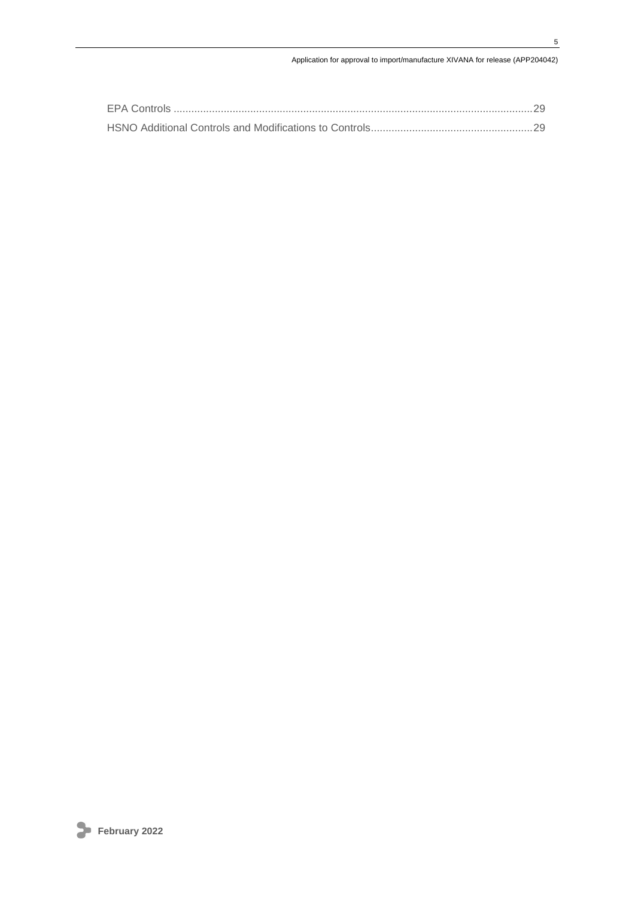EPA Controls ..........................................................................................................................29

HSNO Additional Controls and Modifications to Controls.......................................................29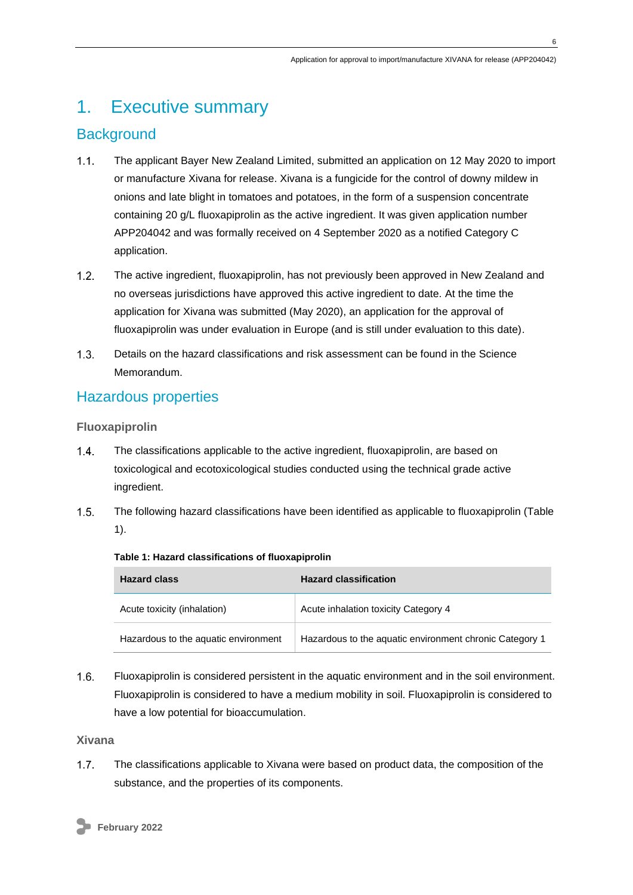# 1. Executive summary

## Background

1.1. The applicant Bayer New Zealand Limited, submitted an application on 12 May 2020 to import or manufacture Xivana for release. Xivana is a fungicide for the control of downy mildew in onions and late blight in tomatoes and potatoes, in the form of a suspension concentrate containing 20 g/L fluoxapiprolin as the active ingredient. It was given application number APP204042 and was formally received on 4 September 2020 as a notified Category C application.

1.2. The active ingredient, fluoxapiprolin, has not previously been approved in New Zealand and no overseas jurisdictions have approved this active ingredient to date. At the time the application for Xivana was submitted (May 2020), an application for the approval of fluoxapiprolin was under evaluation in Europe (and is still under evaluation to this date).

1.3. Details on the hazard classifications and risk assessment can be found in the Science Memorandum.

## Hazardous properties

### Fluoxapiprolin

1.4. The classifications applicable to the active ingredient, fluoxapiprolin, are based on toxicological and ecotoxicological studies conducted using the technical grade active ingredient.

1.5. The following hazard classifications have been identified as applicable to fluoxapiprolin (Table 1).

**Table 1: Hazard classifications of fluoxapiprolin**

| Hazard class | Hazard classification |
|---|---|
| Acute toxicity (inhalation) | Acute inhalation toxicity Category 4 |
| Hazardous to the aquatic environment | Hazardous to the aquatic environment chronic Category 1 |

1.6. Fluoxapiprolin is considered persistent in the aquatic environment and in the soil environment. Fluoxapiprolin is considered to have a medium mobility in soil. Fluoxapiprolin is considered to have a low potential for bioaccumulation.

### Xivana

1.7. The classifications applicable to Xivana were based on product data, the composition of the substance, and the properties of its components.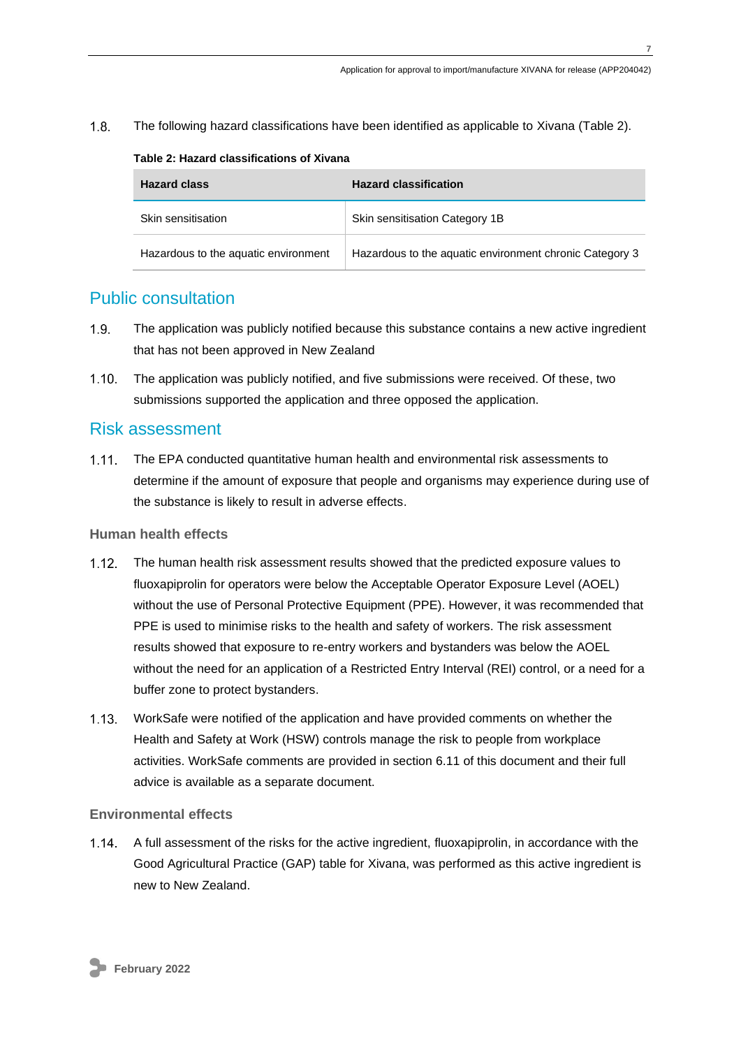1.8. The following hazard classifications have been identified as applicable to Xivana (Table 2).

**Table 2: Hazard classifications of Xivana**

| Hazard class | Hazard classification |
|---|---|
| Skin sensitisation | Skin sensitisation Category 1B |
| Hazardous to the aquatic environment | Hazardous to the aquatic environment chronic Category 3 |

## Public consultation

1.9. The application was publicly notified because this substance contains a new active ingredient that has not been approved in New Zealand

1.10. The application was publicly notified, and five submissions were received. Of these, two submissions supported the application and three opposed the application.

## Risk assessment

1.11. The EPA conducted quantitative human health and environmental risk assessments to determine if the amount of exposure that people and organisms may experience during use of the substance is likely to result in adverse effects.

### Human health effects

1.12. The human health risk assessment results showed that the predicted exposure values to fluoxapiprolin for operators were below the Acceptable Operator Exposure Level (AOEL) without the use of Personal Protective Equipment (PPE). However, it was recommended that PPE is used to minimise risks to the health and safety of workers. The risk assessment results showed that exposure to re-entry workers and bystanders was below the AOEL without the need for an application of a Restricted Entry Interval (REI) control, or a need for a buffer zone to protect bystanders.

1.13. WorkSafe were notified of the application and have provided comments on whether the Health and Safety at Work (HSW) controls manage the risk to people from workplace activities. WorkSafe comments are provided in section 6.11 of this document and their full advice is available as a separate document.

### Environmental effects

1.14. A full assessment of the risks for the active ingredient, fluoxapiprolin, in accordance with the Good Agricultural Practice (GAP) table for Xivana, was performed as this active ingredient is new to New Zealand.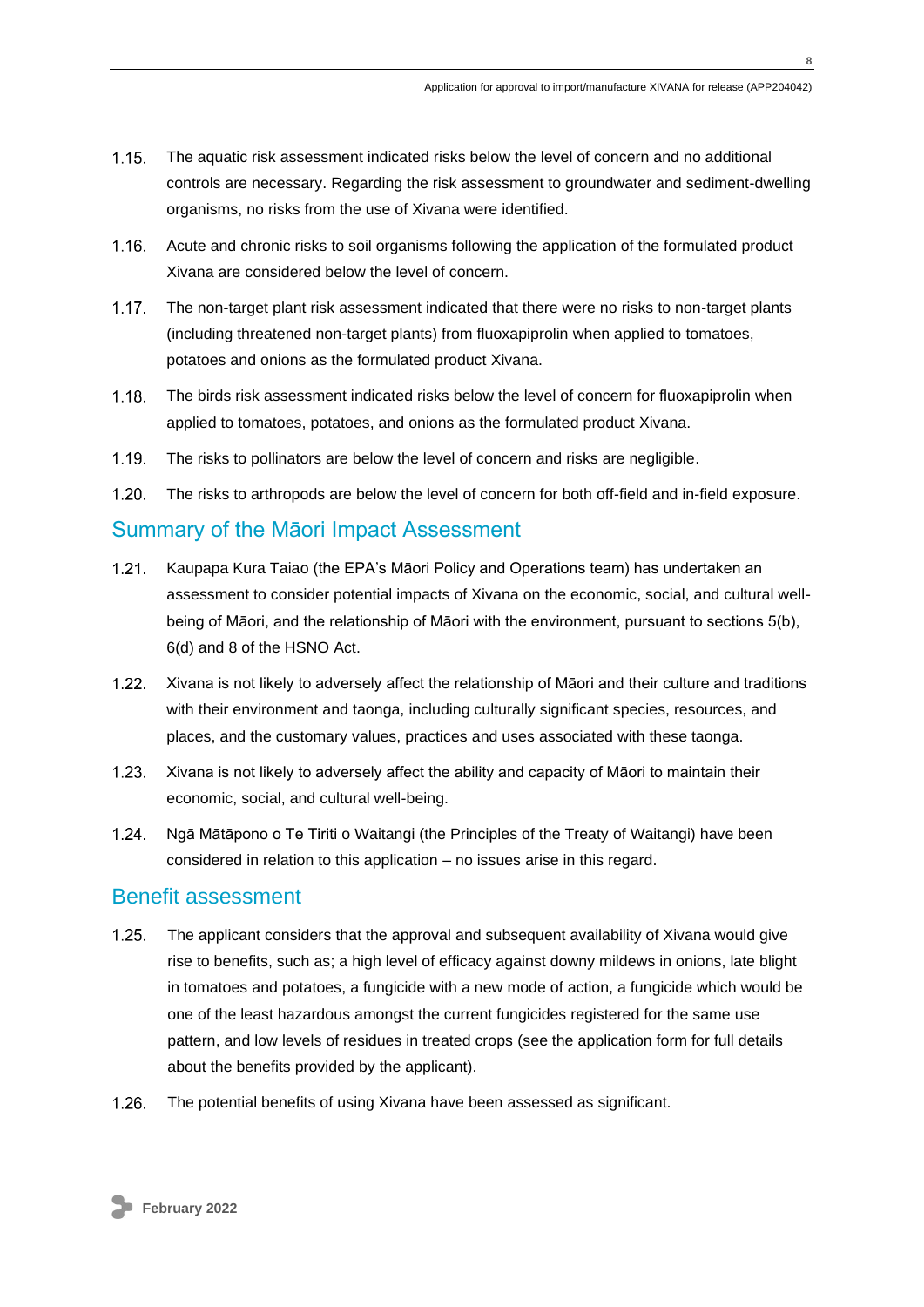1.15. The aquatic risk assessment indicated risks below the level of concern and no additional controls are necessary. Regarding the risk assessment to groundwater and sediment-dwelling organisms, no risks from the use of Xivana were identified.

1.16. Acute and chronic risks to soil organisms following the application of the formulated product Xivana are considered below the level of concern.

1.17. The non-target plant risk assessment indicated that there were no risks to non-target plants (including threatened non-target plants) from fluoxapiprolin when applied to tomatoes, potatoes and onions as the formulated product Xivana.

1.18. The birds risk assessment indicated risks below the level of concern for fluoxapiprolin when applied to tomatoes, potatoes, and onions as the formulated product Xivana.

1.19. The risks to pollinators are below the level of concern and risks are negligible.

1.20. The risks to arthropods are below the level of concern for both off-field and in-field exposure.

## Summary of the Māori Impact Assessment

1.21. Kaupapa Kura Taiao (the EPA's Māori Policy and Operations team) has undertaken an assessment to consider potential impacts of Xivana on the economic, social, and cultural well-being of Māori, and the relationship of Māori with the environment, pursuant to sections 5(b), 6(d) and 8 of the HSNO Act.

1.22. Xivana is not likely to adversely affect the relationship of Māori and their culture and traditions with their environment and taonga, including culturally significant species, resources, and places, and the customary values, practices and uses associated with these taonga.

1.23. Xivana is not likely to adversely affect the ability and capacity of Māori to maintain their economic, social, and cultural well-being.

1.24. Ngā Mātāpono o Te Tiriti o Waitangi (the Principles of the Treaty of Waitangi) have been considered in relation to this application – no issues arise in this regard.

## Benefit assessment

1.25. The applicant considers that the approval and subsequent availability of Xivana would give rise to benefits, such as; a high level of efficacy against downy mildews in onions, late blight in tomatoes and potatoes, a fungicide with a new mode of action, a fungicide which would be one of the least hazardous amongst the current fungicides registered for the same use pattern, and low levels of residues in treated crops (see the application form for full details about the benefits provided by the applicant).

1.26. The potential benefits of using Xivana have been assessed as significant.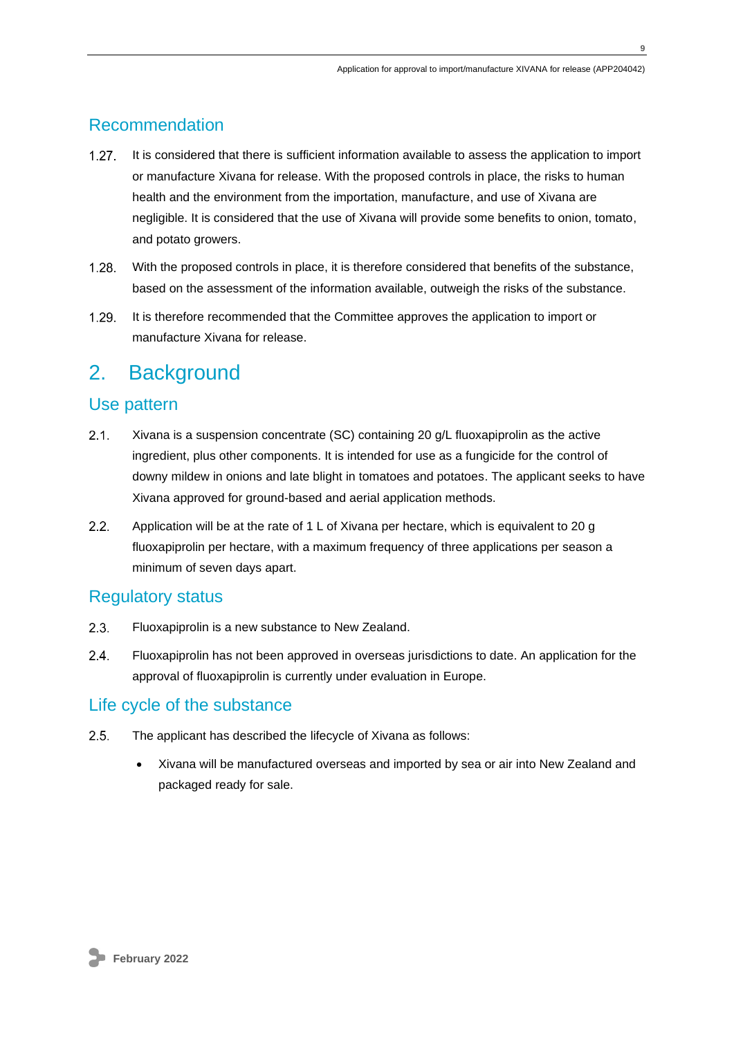## Recommendation

1.27. It is considered that there is sufficient information available to assess the application to import or manufacture Xivana for release. With the proposed controls in place, the risks to human health and the environment from the importation, manufacture, and use of Xivana are negligible. It is considered that the use of Xivana will provide some benefits to onion, tomato, and potato growers.

1.28. With the proposed controls in place, it is therefore considered that benefits of the substance, based on the assessment of the information available, outweigh the risks of the substance.

1.29. It is therefore recommended that the Committee approves the application to import or manufacture Xivana for release.

# 2. Background

## Use pattern

2.1. Xivana is a suspension concentrate (SC) containing 20 g/L fluoxapiprolin as the active ingredient, plus other components. It is intended for use as a fungicide for the control of downy mildew in onions and late blight in tomatoes and potatoes. The applicant seeks to have Xivana approved for ground-based and aerial application methods.

2.2. Application will be at the rate of 1 L of Xivana per hectare, which is equivalent to 20 g fluoxapiprolin per hectare, with a maximum frequency of three applications per season a minimum of seven days apart.

## Regulatory status

2.3. Fluoxapiprolin is a new substance to New Zealand.

2.4. Fluoxapiprolin has not been approved in overseas jurisdictions to date. An application for the approval of fluoxapiprolin is currently under evaluation in Europe.

## Life cycle of the substance

2.5. The applicant has described the lifecycle of Xivana as follows:

- Xivana will be manufactured overseas and imported by sea or air into New Zealand and packaged ready for sale.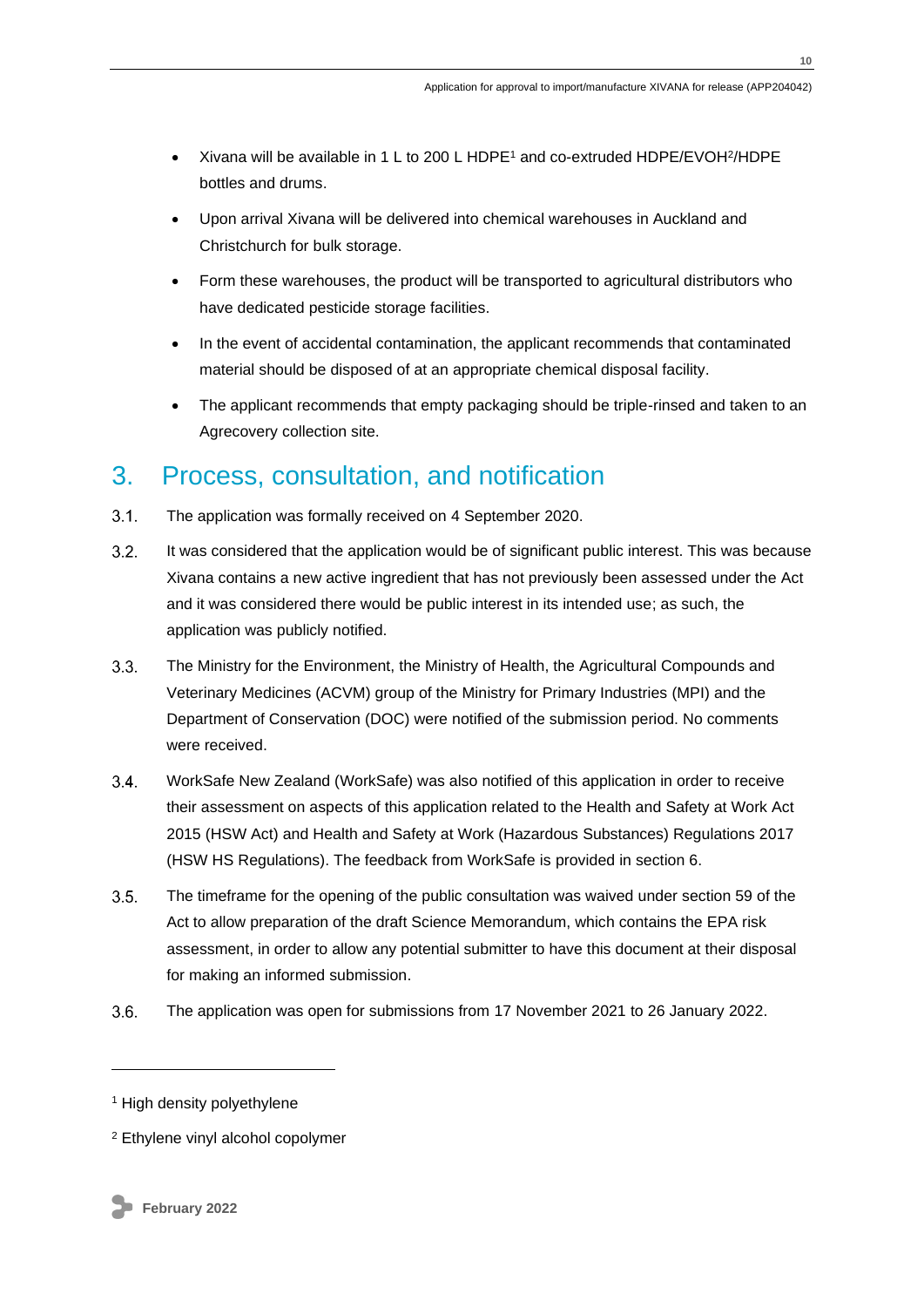- Xivana will be available in 1 L to 200 L HDPE[1] and co-extruded HDPE/EVOH[2]/HDPE bottles and drums.
- Upon arrival Xivana will be delivered into chemical warehouses in Auckland and Christchurch for bulk storage.
- Form these warehouses, the product will be transported to agricultural distributors who have dedicated pesticide storage facilities.
- In the event of accidental contamination, the applicant recommends that contaminated material should be disposed of at an appropriate chemical disposal facility.
- The applicant recommends that empty packaging should be triple-rinsed and taken to an Agrecovery collection site.

## 3. Process, consultation, and notification

3.1. The application was formally received on 4 September 2020.

3.2. It was considered that the application would be of significant public interest. This was because Xivana contains a new active ingredient that has not previously been assessed under the Act and it was considered there would be public interest in its intended use; as such, the application was publicly notified.

3.3. The Ministry for the Environment, the Ministry of Health, the Agricultural Compounds and Veterinary Medicines (ACVM) group of the Ministry for Primary Industries (MPI) and the Department of Conservation (DOC) were notified of the submission period. No comments were received.

3.4. WorkSafe New Zealand (WorkSafe) was also notified of this application in order to receive their assessment on aspects of this application related to the Health and Safety at Work Act 2015 (HSW Act) and Health and Safety at Work (Hazardous Substances) Regulations 2017 (HSW HS Regulations). The feedback from WorkSafe is provided in section 6.

3.5. The timeframe for the opening of the public consultation was waived under section 59 of the Act to allow preparation of the draft Science Memorandum, which contains the EPA risk assessment, in order to allow any potential submitter to have this document at their disposal for making an informed submission.

3.6. The application was open for submissions from 17 November 2021 to 26 January 2022.

---

[1] High density polyethylene

[2] Ethylene vinyl alcohol copolymer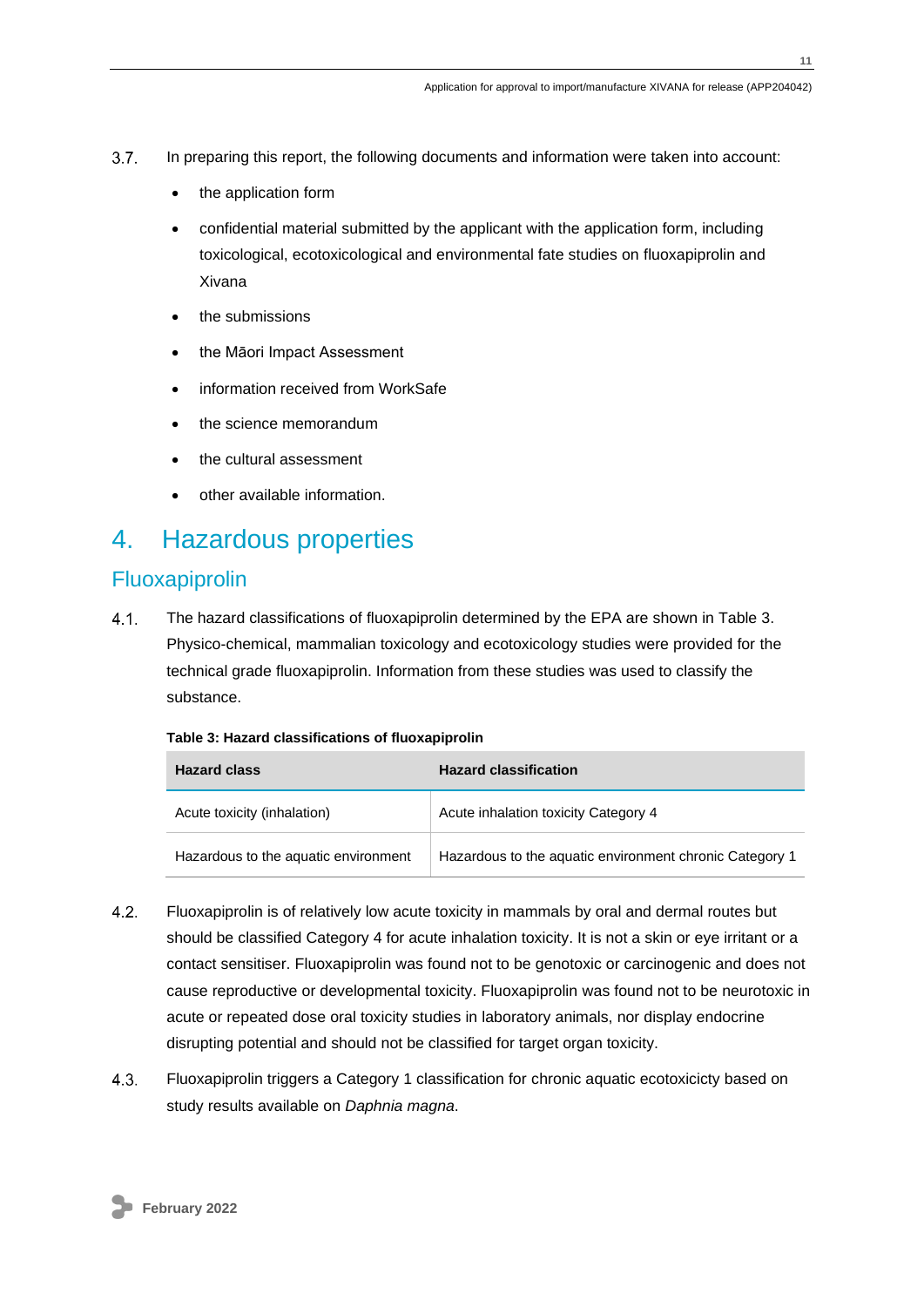3.7. In preparing this report, the following documents and information were taken into account:

- the application form
- confidential material submitted by the applicant with the application form, including toxicological, ecotoxicological and environmental fate studies on fluoxapiprolin and Xivana
- the submissions
- the Māori Impact Assessment
- information received from WorkSafe
- the science memorandum
- the cultural assessment
- other available information.

# 4. Hazardous properties

## Fluoxapiprolin

4.1. The hazard classifications of fluoxapiprolin determined by the EPA are shown in Table 3. Physico-chemical, mammalian toxicology and ecotoxicology studies were provided for the technical grade fluoxapiprolin. Information from these studies was used to classify the substance.

**Table 3: Hazard classifications of fluoxapiprolin**

| Hazard class | Hazard classification |
|---|---|
| Acute toxicity (inhalation) | Acute inhalation toxicity Category 4 |
| Hazardous to the aquatic environment | Hazardous to the aquatic environment chronic Category 1 |

4.2. Fluoxapiprolin is of relatively low acute toxicity in mammals by oral and dermal routes but should be classified Category 4 for acute inhalation toxicity. It is not a skin or eye irritant or a contact sensitiser. Fluoxapiprolin was found not to be genotoxic or carcinogenic and does not cause reproductive or developmental toxicity. Fluoxapiprolin was found not to be neurotoxic in acute or repeated dose oral toxicity studies in laboratory animals, nor display endocrine disrupting potential and should not be classified for target organ toxicity.

4.3. Fluoxapiprolin triggers a Category 1 classification for chronic aquatic ecotoxicicty based on study results available on *Daphnia magna*.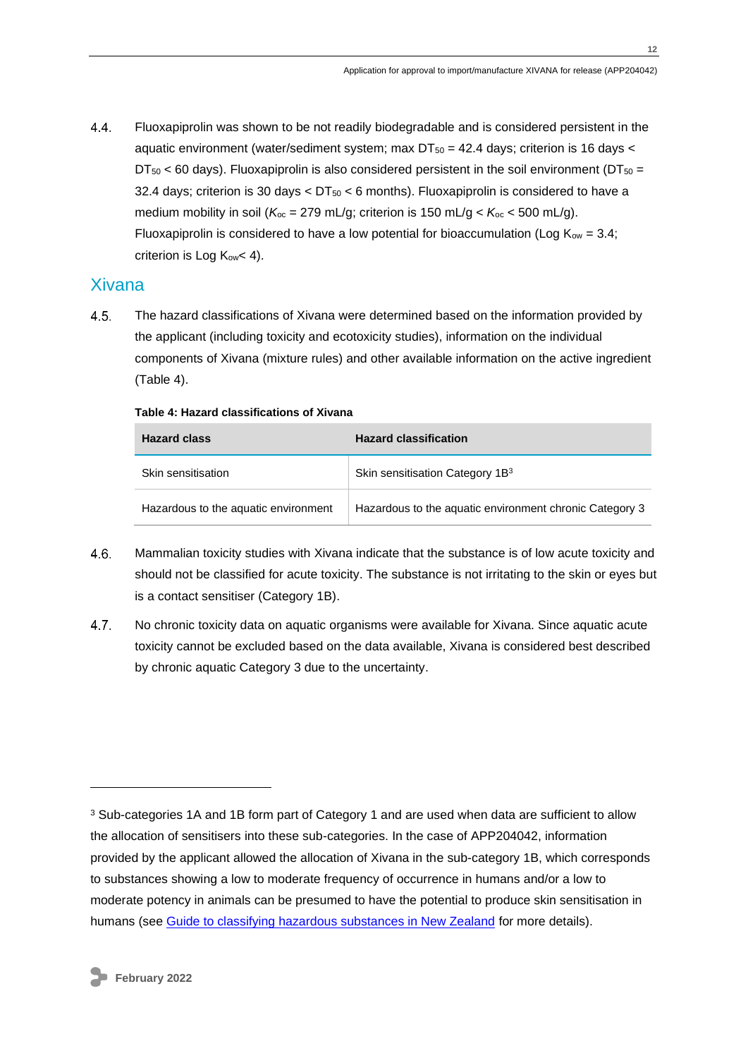4.4. Fluoxapiprolin was shown to be not readily biodegradable and is considered persistent in the aquatic environment (water/sediment system; max $DT_{50}$ = 42.4 days; criterion is 16 days < $DT_{50}$ < 60 days). Fluoxapiprolin is also considered persistent in the soil environment ($DT_{50}$ = 32.4 days; criterion is 30 days < $DT_{50}$ < 6 months). Fluoxapiprolin is considered to have a medium mobility in soil ($K_{oc}$ = 279 mL/g; criterion is 150 mL/g < $K_{oc}$ < 500 mL/g). Fluoxapiprolin is considered to have a low potential for bioaccumulation (Log $K_{ow}$ = 3.4; criterion is Log $K_{ow}$< 4).

## Xivana

4.5. The hazard classifications of Xivana were determined based on the information provided by the applicant (including toxicity and ecotoxicity studies), information on the individual components of Xivana (mixture rules) and other available information on the active ingredient (Table 4).

**Table 4: Hazard classifications of Xivana**

| Hazard class | Hazard classification |
|---|---|
| Skin sensitisation | Skin sensitisation Category 1B[3] |
| Hazardous to the aquatic environment | Hazardous to the aquatic environment chronic Category 3 |

4.6. Mammalian toxicity studies with Xivana indicate that the substance is of low acute toxicity and should not be classified for acute toxicity. The substance is not irritating to the skin or eyes but is a contact sensitiser (Category 1B).

4.7. No chronic toxicity data on aquatic organisms were available for Xivana. Since aquatic acute toxicity cannot be excluded based on the data available, Xivana is considered best described by chronic aquatic Category 3 due to the uncertainty.

[3] Sub-categories 1A and 1B form part of Category 1 and are used when data are sufficient to allow the allocation of sensitisers into these sub-categories. In the case of APP204042, information provided by the applicant allowed the allocation of Xivana in the sub-category 1B, which corresponds to substances showing a low to moderate frequency of occurrence in humans and/or a low to moderate potency in animals can be presumed to have the potential to produce skin sensitisation in humans (see Guide to classifying hazardous substances in New Zealand for more details).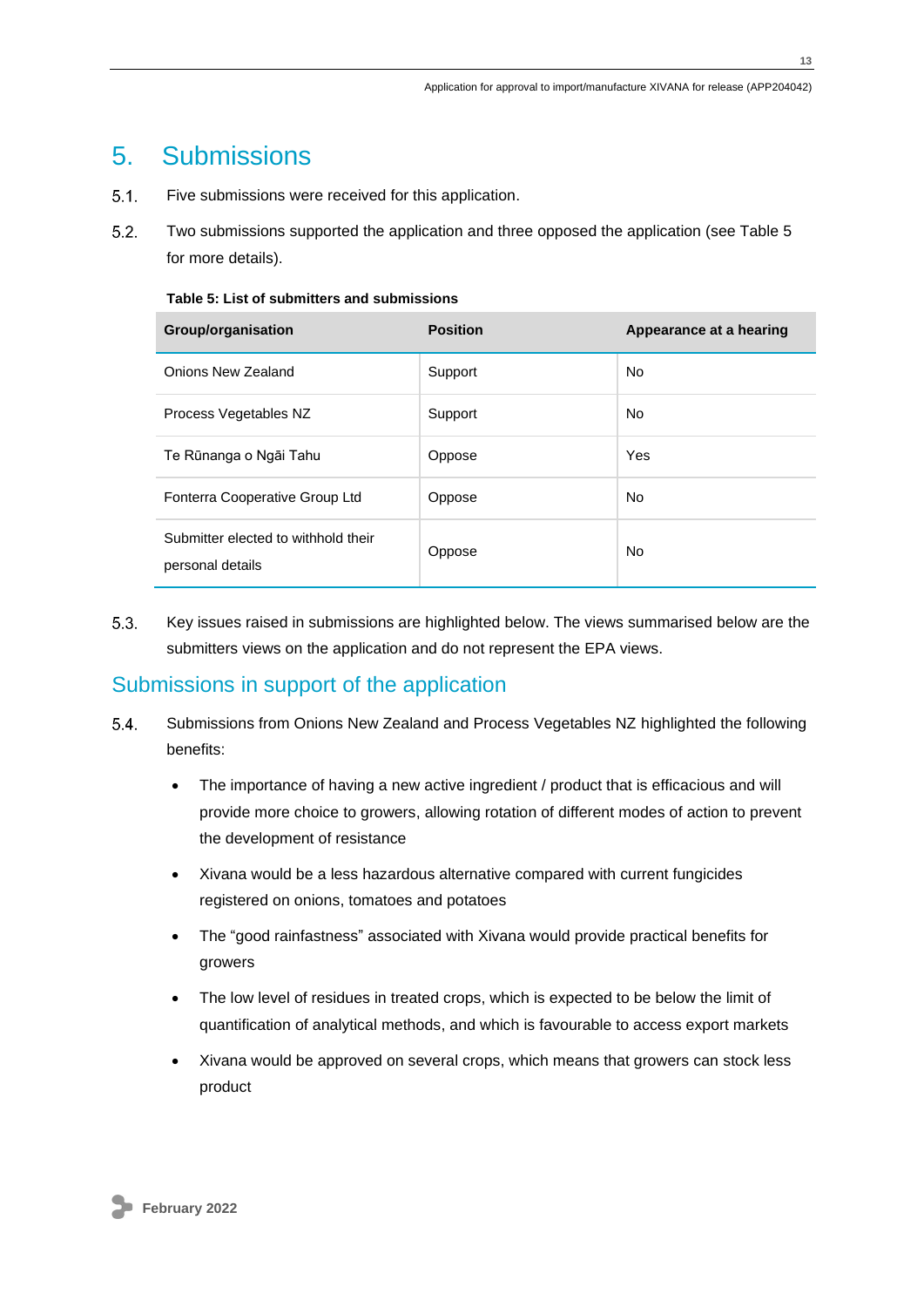# 5. Submissions

5.1. Five submissions were received for this application.

5.2. Two submissions supported the application and three opposed the application (see Table 5 for more details).

**Table 5: List of submitters and submissions**

| Group/organisation | Position | Appearance at a hearing |
|---|---|---|
| Onions New Zealand | Support | No |
| Process Vegetables NZ | Support | No |
| Te Rūnanga o Ngāi Tahu | Oppose | Yes |
| Fonterra Cooperative Group Ltd | Oppose | No |
| Submitter elected to withhold their personal details | Oppose | No |

5.3. Key issues raised in submissions are highlighted below. The views summarised below are the submitters views on the application and do not represent the EPA views.

## Submissions in support of the application

5.4. Submissions from Onions New Zealand and Process Vegetables NZ highlighted the following benefits:

- The importance of having a new active ingredient / product that is efficacious and will provide more choice to growers, allowing rotation of different modes of action to prevent the development of resistance
- Xivana would be a less hazardous alternative compared with current fungicides registered on onions, tomatoes and potatoes
- The "good rainfastness" associated with Xivana would provide practical benefits for growers
- The low level of residues in treated crops, which is expected to be below the limit of quantification of analytical methods, and which is favourable to access export markets
- Xivana would be approved on several crops, which means that growers can stock less product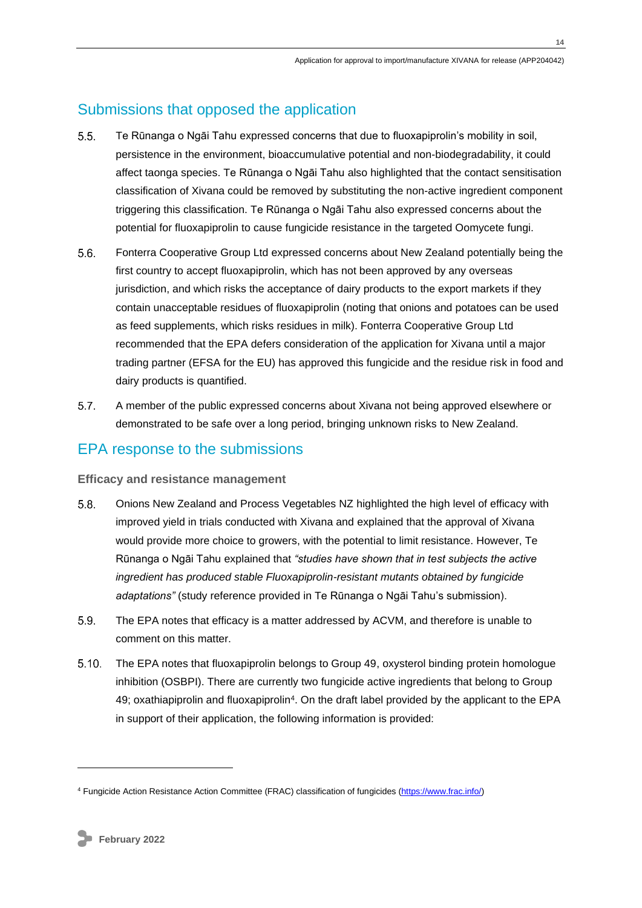## Submissions that opposed the application

5.5. Te Rūnanga o Ngāi Tahu expressed concerns that due to fluoxapiprolin's mobility in soil, persistence in the environment, bioaccumulative potential and non-biodegradability, it could affect taonga species. Te Rūnanga o Ngāi Tahu also highlighted that the contact sensitisation classification of Xivana could be removed by substituting the non-active ingredient component triggering this classification. Te Rūnanga o Ngāi Tahu also expressed concerns about the potential for fluoxapiprolin to cause fungicide resistance in the targeted Oomycete fungi.

5.6. Fonterra Cooperative Group Ltd expressed concerns about New Zealand potentially being the first country to accept fluoxapiprolin, which has not been approved by any overseas jurisdiction, and which risks the acceptance of dairy products to the export markets if they contain unacceptable residues of fluoxapiprolin (noting that onions and potatoes can be used as feed supplements, which risks residues in milk). Fonterra Cooperative Group Ltd recommended that the EPA defers consideration of the application for Xivana until a major trading partner (EFSA for the EU) has approved this fungicide and the residue risk in food and dairy products is quantified.

5.7. A member of the public expressed concerns about Xivana not being approved elsewhere or demonstrated to be safe over a long period, bringing unknown risks to New Zealand.

## EPA response to the submissions

### Efficacy and resistance management

5.8. Onions New Zealand and Process Vegetables NZ highlighted the high level of efficacy with improved yield in trials conducted with Xivana and explained that the approval of Xivana would provide more choice to growers, with the potential to limit resistance. However, Te Rūnanga o Ngāi Tahu explained that *"studies have shown that in test subjects the active ingredient has produced stable Fluoxapiprolin-resistant mutants obtained by fungicide adaptations"* (study reference provided in Te Rūnanga o Ngāi Tahu's submission).

5.9. The EPA notes that efficacy is a matter addressed by ACVM, and therefore is unable to comment on this matter.

5.10. The EPA notes that fluoxapiprolin belongs to Group 49, oxysterol binding protein homologue inhibition (OSBPI). There are currently two fungicide active ingredients that belong to Group 49; oxathiapiprolin and fluoxapiprolin[4]. On the draft label provided by the applicant to the EPA in support of their application, the following information is provided:

[4] Fungicide Action Resistance Action Committee (FRAC) classification of fungicides (https://www.frac.info/)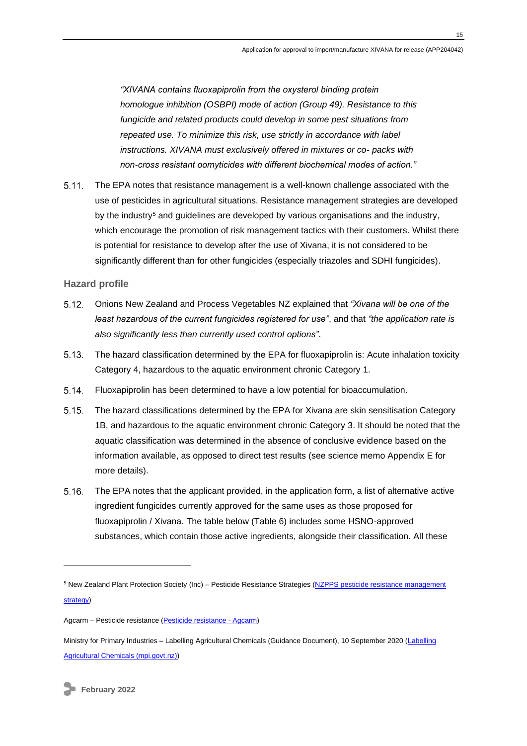*"XIVANA contains fluoxapiprolin from the oxysterol binding protein homologue inhibition (OSBPI) mode of action (Group 49). Resistance to this fungicide and related products could develop in some pest situations from repeated use. To minimize this risk, use strictly in accordance with label instructions. XIVANA must exclusively offered in mixtures or co- packs with non-cross resistant oomyticides with different biochemical modes of action."*

5.11. The EPA notes that resistance management is a well-known challenge associated with the use of pesticides in agricultural situations. Resistance management strategies are developed by the industry[5] and guidelines are developed by various organisations and the industry, which encourage the promotion of risk management tactics with their customers. Whilst there is potential for resistance to develop after the use of Xivana, it is not considered to be significantly different than for other fungicides (especially triazoles and SDHI fungicides).

### Hazard profile

5.12. Onions New Zealand and Process Vegetables NZ explained that *"Xivana will be one of the least hazardous of the current fungicides registered for use"*, and that *"the application rate is also significantly less than currently used control options"*.

5.13. The hazard classification determined by the EPA for fluoxapiprolin is: Acute inhalation toxicity Category 4, hazardous to the aquatic environment chronic Category 1.

5.14. Fluoxapiprolin has been determined to have a low potential for bioaccumulation.

5.15. The hazard classifications determined by the EPA for Xivana are skin sensitisation Category 1B, and hazardous to the aquatic environment chronic Category 3. It should be noted that the aquatic classification was determined in the absence of conclusive evidence based on the information available, as opposed to direct test results (see science memo Appendix E for more details).

5.16. The EPA notes that the applicant provided, in the application form, a list of alternative active ingredient fungicides currently approved for the same uses as those proposed for fluoxapiprolin / Xivana. The table below (Table 6) includes some HSNO-approved substances, which contain those active ingredients, alongside their classification. All these

---

[5] New Zealand Plant Protection Society (Inc) – Pesticide Resistance Strategies (NZPPS pesticide resistance management strategy)

Agcarm – Pesticide resistance (Pesticide resistance - Agcarm)

Ministry for Primary Industries – Labelling Agricultural Chemicals (Guidance Document), 10 September 2020 (Labelling Agricultural Chemicals (mpi.govt.nz))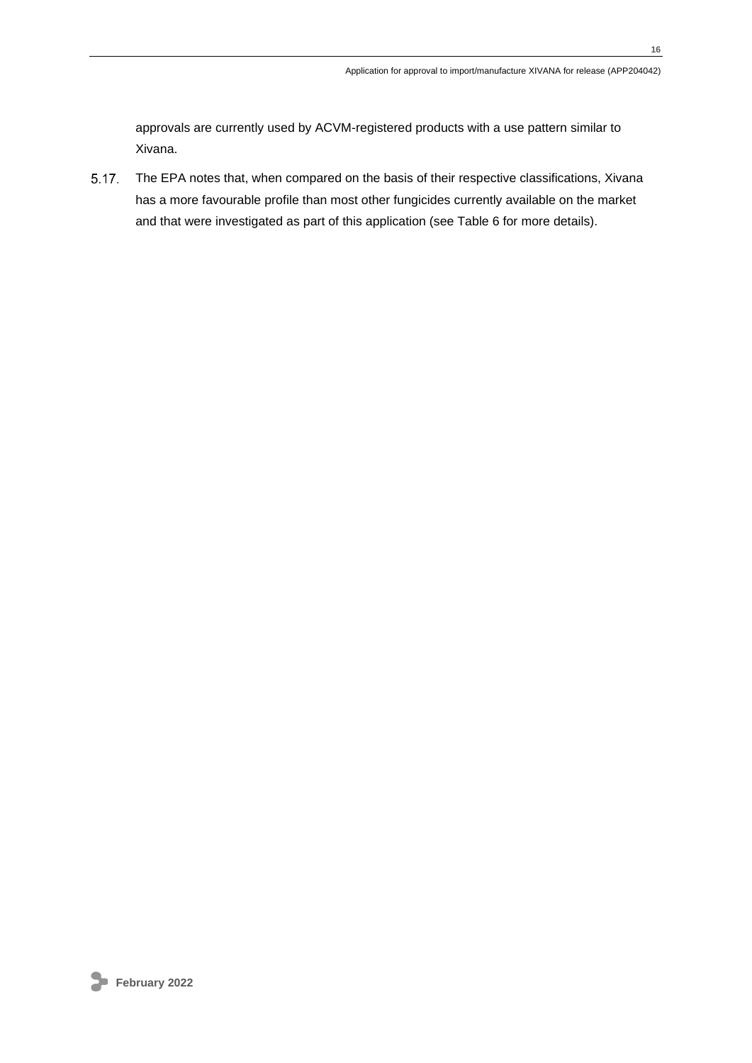approvals are currently used by ACVM-registered products with a use pattern similar to Xivana.

5.17. The EPA notes that, when compared on the basis of their respective classifications, Xivana has a more favourable profile than most other fungicides currently available on the market and that were investigated as part of this application (see Table 6 for more details).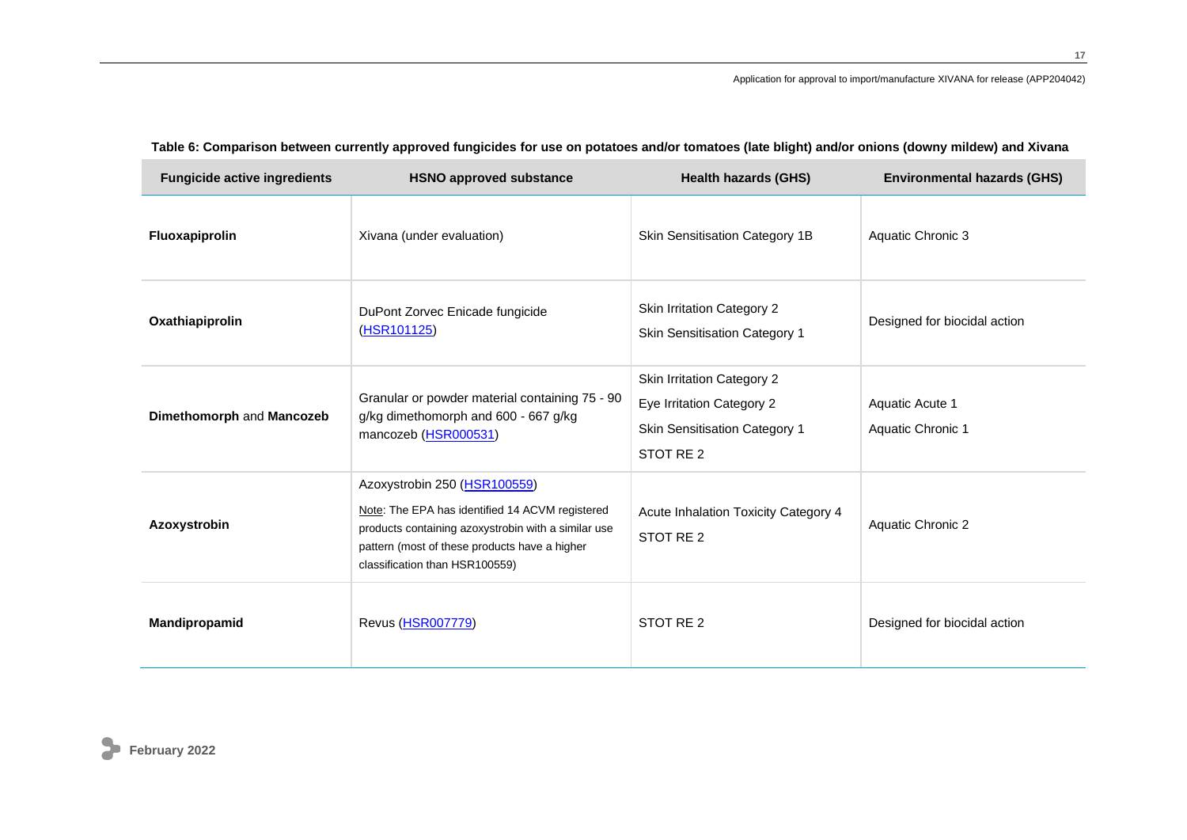**Table 6: Comparison between currently approved fungicides for use on potatoes and/or tomatoes (late blight) and/or onions (downy mildew) and Xivana**

| Fungicide active ingredients | HSNO approved substance | Health hazards (GHS) | Environmental hazards (GHS) |
|---|---|---|---|
| **Fluoxapiprolin** | Xivana (under evaluation) | Skin Sensitisation Category 1B | Aquatic Chronic 3 |
| **Oxathiapiprolin** | DuPont Zorvec Enicade fungicide (HSR101125) | Skin Irritation Category 2<br>Skin Sensitisation Category 1 | Designed for biocidal action |
| **Dimethomorph** and **Mancozeb** | Granular or powder material containing 75 - 90 g/kg dimethomorph and 600 - 667 g/kg mancozeb (HSR000531) | Skin Irritation Category 2<br>Eye Irritation Category 2<br>Skin Sensitisation Category 1<br>STOT RE 2 | Aquatic Acute 1<br>Aquatic Chronic 1 |
| **Azoxystrobin** | Azoxystrobin 250 (HSR100559)<br>Note: The EPA has identified 14 ACVM registered products containing azoxystrobin with a similar use pattern (most of these products have a higher classification than HSR100559) | Acute Inhalation Toxicity Category 4<br>STOT RE 2 | Aquatic Chronic 2 |
| **Mandipropamid** | Revus (HSR007779) | STOT RE 2 | Designed for biocidal action |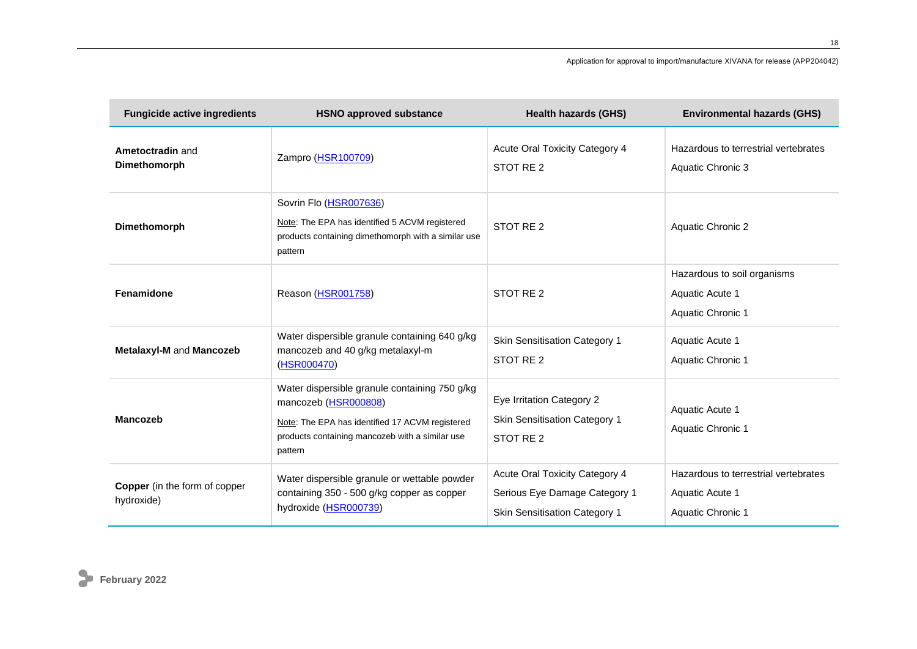| Fungicide active ingredients | HSNO approved substance | Health hazards (GHS) | Environmental hazards (GHS) |
|---|---|---|---|
| **Ametoctradin** and **Dimethomorph** | Zampro (HSR100709) | Acute Oral Toxicity Category 4<br>STOT RE 2 | Hazardous to terrestrial vertebrates<br>Aquatic Chronic 3 |
| **Dimethomorph** | Sovrin Flo (HSR007636)<br>Note: The EPA has identified 5 ACVM registered products containing dimethomorph with a similar use pattern | STOT RE 2 | Aquatic Chronic 2 |
| **Fenamidone** | Reason (HSR001758) | STOT RE 2 | Hazardous to soil organisms<br>Aquatic Acute 1<br>Aquatic Chronic 1 |
| **Metalaxyl-M** and **Mancozeb** | Water dispersible granule containing 640 g/kg mancozeb and 40 g/kg metalaxyl-m (HSR000470) | Skin Sensitisation Category 1<br>STOT RE 2 | Aquatic Acute 1<br>Aquatic Chronic 1 |
| **Mancozeb** | Water dispersible granule containing 750 g/kg mancozeb (HSR000808)<br>Note: The EPA has identified 17 ACVM registered products containing mancozeb with a similar use pattern | Eye Irritation Category 2<br>Skin Sensitisation Category 1<br>STOT RE 2 | Aquatic Acute 1<br>Aquatic Chronic 1 |
| **Copper** (in the form of copper hydroxide) | Water dispersible granule or wettable powder containing 350 - 500 g/kg copper as copper hydroxide (HSR000739) | Acute Oral Toxicity Category 4<br>Serious Eye Damage Category 1<br>Skin Sensitisation Category 1 | Hazardous to terrestrial vertebrates<br>Aquatic Acute 1<br>Aquatic Chronic 1 |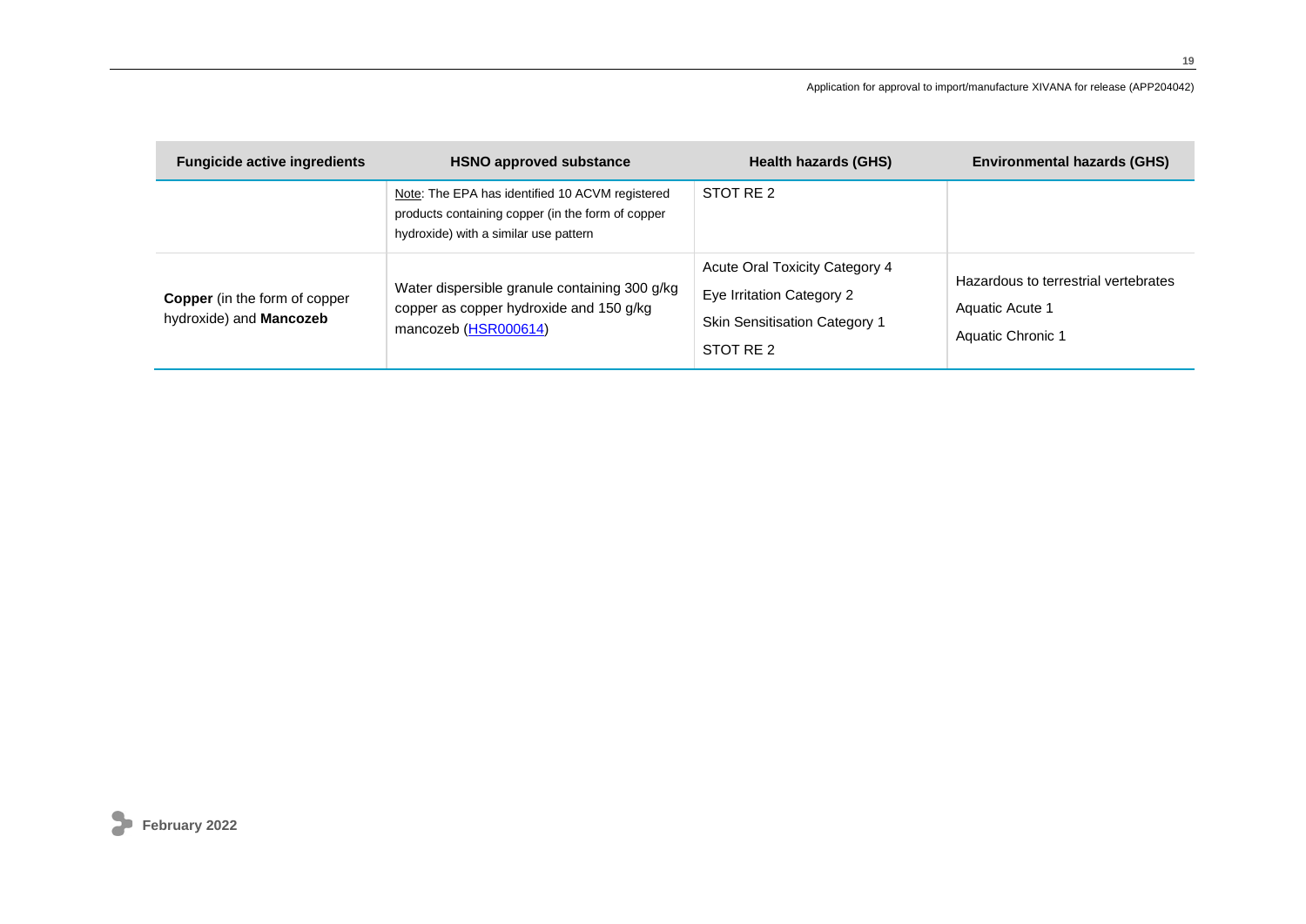| Fungicide active ingredients | HSNO approved substance | Health hazards (GHS) | Environmental hazards (GHS) |
|---|---|---|---|
| | Note: The EPA has identified 10 ACVM registered products containing copper (in the form of copper hydroxide) with a similar use pattern | STOT RE 2 | |
| **Copper** (in the form of copper hydroxide) and **Mancozeb** | Water dispersible granule containing 300 g/kg copper as copper hydroxide and 150 g/kg mancozeb (HSR000614) | Acute Oral Toxicity Category 4<br>Eye Irritation Category 2<br>Skin Sensitisation Category 1<br>STOT RE 2 | Hazardous to terrestrial vertebrates<br>Aquatic Acute 1<br>Aquatic Chronic 1 |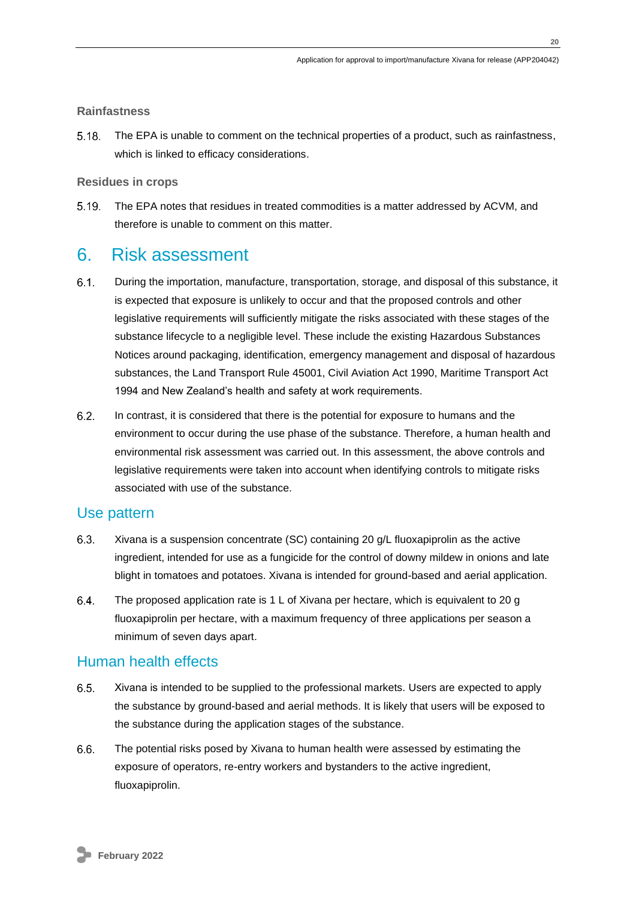### Rainfastness

5.18. The EPA is unable to comment on the technical properties of a product, such as rainfastness, which is linked to efficacy considerations.

### Residues in crops

5.19. The EPA notes that residues in treated commodities is a matter addressed by ACVM, and therefore is unable to comment on this matter.

# 6. Risk assessment

6.1. During the importation, manufacture, transportation, storage, and disposal of this substance, it is expected that exposure is unlikely to occur and that the proposed controls and other legislative requirements will sufficiently mitigate the risks associated with these stages of the substance lifecycle to a negligible level. These include the existing Hazardous Substances Notices around packaging, identification, emergency management and disposal of hazardous substances, the Land Transport Rule 45001, Civil Aviation Act 1990, Maritime Transport Act 1994 and New Zealand's health and safety at work requirements.

6.2. In contrast, it is considered that there is the potential for exposure to humans and the environment to occur during the use phase of the substance. Therefore, a human health and environmental risk assessment was carried out. In this assessment, the above controls and legislative requirements were taken into account when identifying controls to mitigate risks associated with use of the substance.

## Use pattern

6.3. Xivana is a suspension concentrate (SC) containing 20 g/L fluoxapiprolin as the active ingredient, intended for use as a fungicide for the control of downy mildew in onions and late blight in tomatoes and potatoes. Xivana is intended for ground-based and aerial application.

6.4. The proposed application rate is 1 L of Xivana per hectare, which is equivalent to 20 g fluoxapiprolin per hectare, with a maximum frequency of three applications per season a minimum of seven days apart.

## Human health effects

6.5. Xivana is intended to be supplied to the professional markets. Users are expected to apply the substance by ground-based and aerial methods. It is likely that users will be exposed to the substance during the application stages of the substance.

6.6. The potential risks posed by Xivana to human health were assessed by estimating the exposure of operators, re-entry workers and bystanders to the active ingredient, fluoxapiprolin.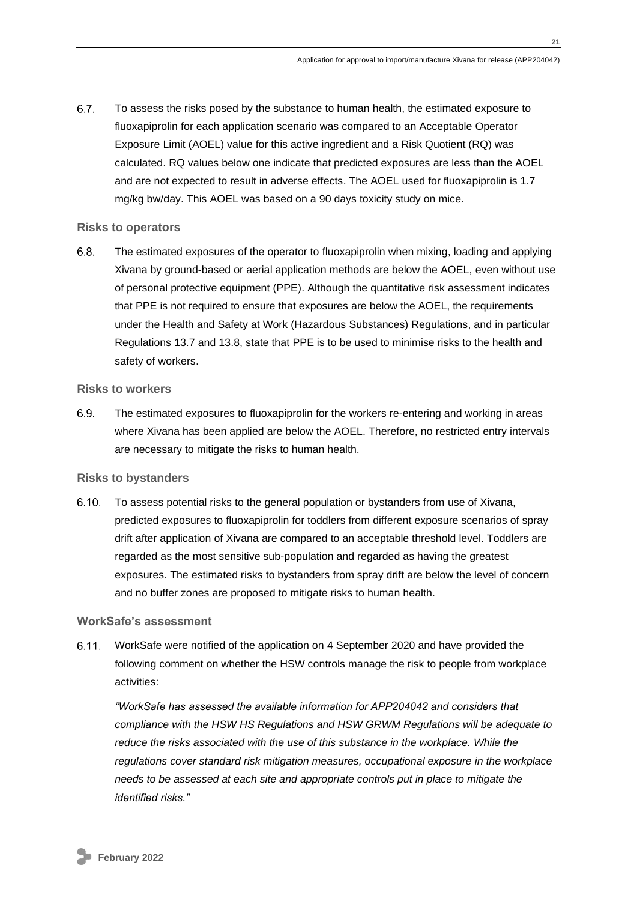6.7. To assess the risks posed by the substance to human health, the estimated exposure to fluoxapiprolin for each application scenario was compared to an Acceptable Operator Exposure Limit (AOEL) value for this active ingredient and a Risk Quotient (RQ) was calculated. RQ values below one indicate that predicted exposures are less than the AOEL and are not expected to result in adverse effects. The AOEL used for fluoxapiprolin is 1.7 mg/kg bw/day. This AOEL was based on a 90 days toxicity study on mice.

### Risks to operators

6.8. The estimated exposures of the operator to fluoxapiprolin when mixing, loading and applying Xivana by ground-based or aerial application methods are below the AOEL, even without use of personal protective equipment (PPE). Although the quantitative risk assessment indicates that PPE is not required to ensure that exposures are below the AOEL, the requirements under the Health and Safety at Work (Hazardous Substances) Regulations, and in particular Regulations 13.7 and 13.8, state that PPE is to be used to minimise risks to the health and safety of workers.

### Risks to workers

6.9. The estimated exposures to fluoxapiprolin for the workers re-entering and working in areas where Xivana has been applied are below the AOEL. Therefore, no restricted entry intervals are necessary to mitigate the risks to human health.

### Risks to bystanders

6.10. To assess potential risks to the general population or bystanders from use of Xivana, predicted exposures to fluoxapiprolin for toddlers from different exposure scenarios of spray drift after application of Xivana are compared to an acceptable threshold level. Toddlers are regarded as the most sensitive sub-population and regarded as having the greatest exposures. The estimated risks to bystanders from spray drift are below the level of concern and no buffer zones are proposed to mitigate risks to human health.

### WorkSafe's assessment

6.11. WorkSafe were notified of the application on 4 September 2020 and have provided the following comment on whether the HSW controls manage the risk to people from workplace activities:

*"WorkSafe has assessed the available information for APP204042 and considers that compliance with the HSW HS Regulations and HSW GRWM Regulations will be adequate to reduce the risks associated with the use of this substance in the workplace. While the regulations cover standard risk mitigation measures, occupational exposure in the workplace needs to be assessed at each site and appropriate controls put in place to mitigate the identified risks."*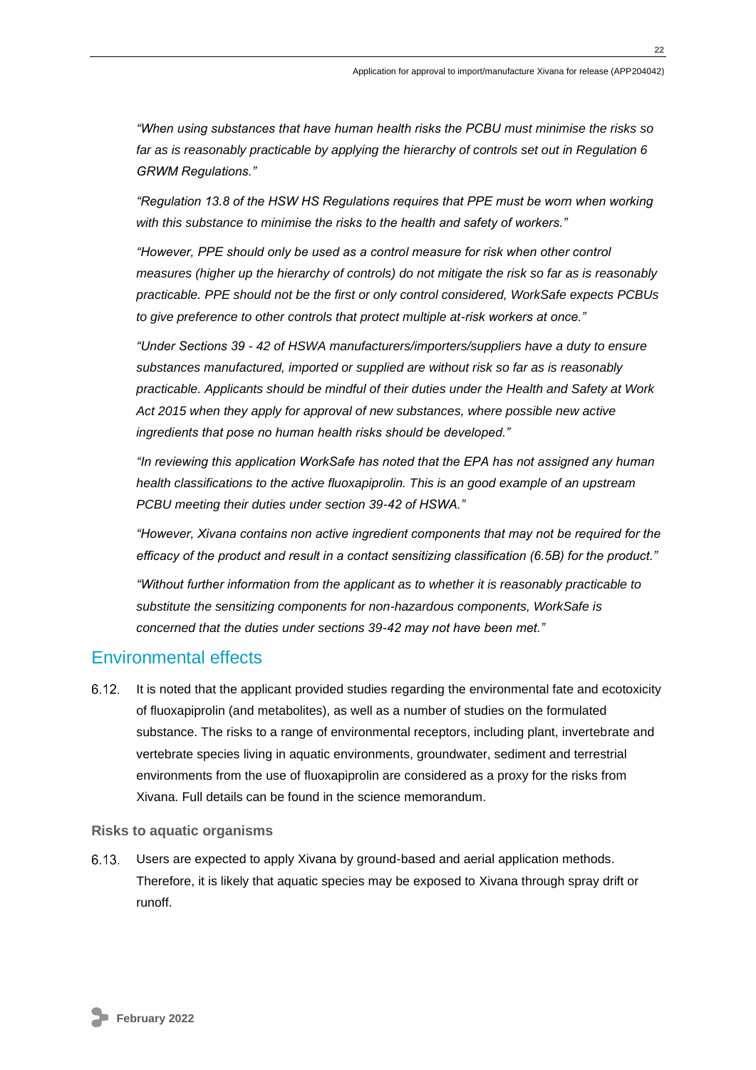*"When using substances that have human health risks the PCBU must minimise the risks so far as is reasonably practicable by applying the hierarchy of controls set out in Regulation 6 GRWM Regulations."*

*"Regulation 13.8 of the HSW HS Regulations requires that PPE must be worn when working with this substance to minimise the risks to the health and safety of workers."*

*"However, PPE should only be used as a control measure for risk when other control measures (higher up the hierarchy of controls) do not mitigate the risk so far as is reasonably practicable. PPE should not be the first or only control considered, WorkSafe expects PCBUs to give preference to other controls that protect multiple at-risk workers at once."*

*"Under Sections 39 - 42 of HSWA manufacturers/importers/suppliers have a duty to ensure substances manufactured, imported or supplied are without risk so far as is reasonably practicable. Applicants should be mindful of their duties under the Health and Safety at Work Act 2015 when they apply for approval of new substances, where possible new active ingredients that pose no human health risks should be developed."*

*"In reviewing this application WorkSafe has noted that the EPA has not assigned any human health classifications to the active fluoxapiprolin. This is an good example of an upstream PCBU meeting their duties under section 39-42 of HSWA."*

*"However, Xivana contains non active ingredient components that may not be required for the efficacy of the product and result in a contact sensitizing classification (6.5B) for the product."*

*"Without further information from the applicant as to whether it is reasonably practicable to substitute the sensitizing components for non-hazardous components, WorkSafe is concerned that the duties under sections 39-42 may not have been met."*

## Environmental effects

6.12. It is noted that the applicant provided studies regarding the environmental fate and ecotoxicity of fluoxapiprolin (and metabolites), as well as a number of studies on the formulated substance. The risks to a range of environmental receptors, including plant, invertebrate and vertebrate species living in aquatic environments, groundwater, sediment and terrestrial environments from the use of fluoxapiprolin are considered as a proxy for the risks from Xivana. Full details can be found in the science memorandum.

### Risks to aquatic organisms

6.13. Users are expected to apply Xivana by ground-based and aerial application methods. Therefore, it is likely that aquatic species may be exposed to Xivana through spray drift or runoff.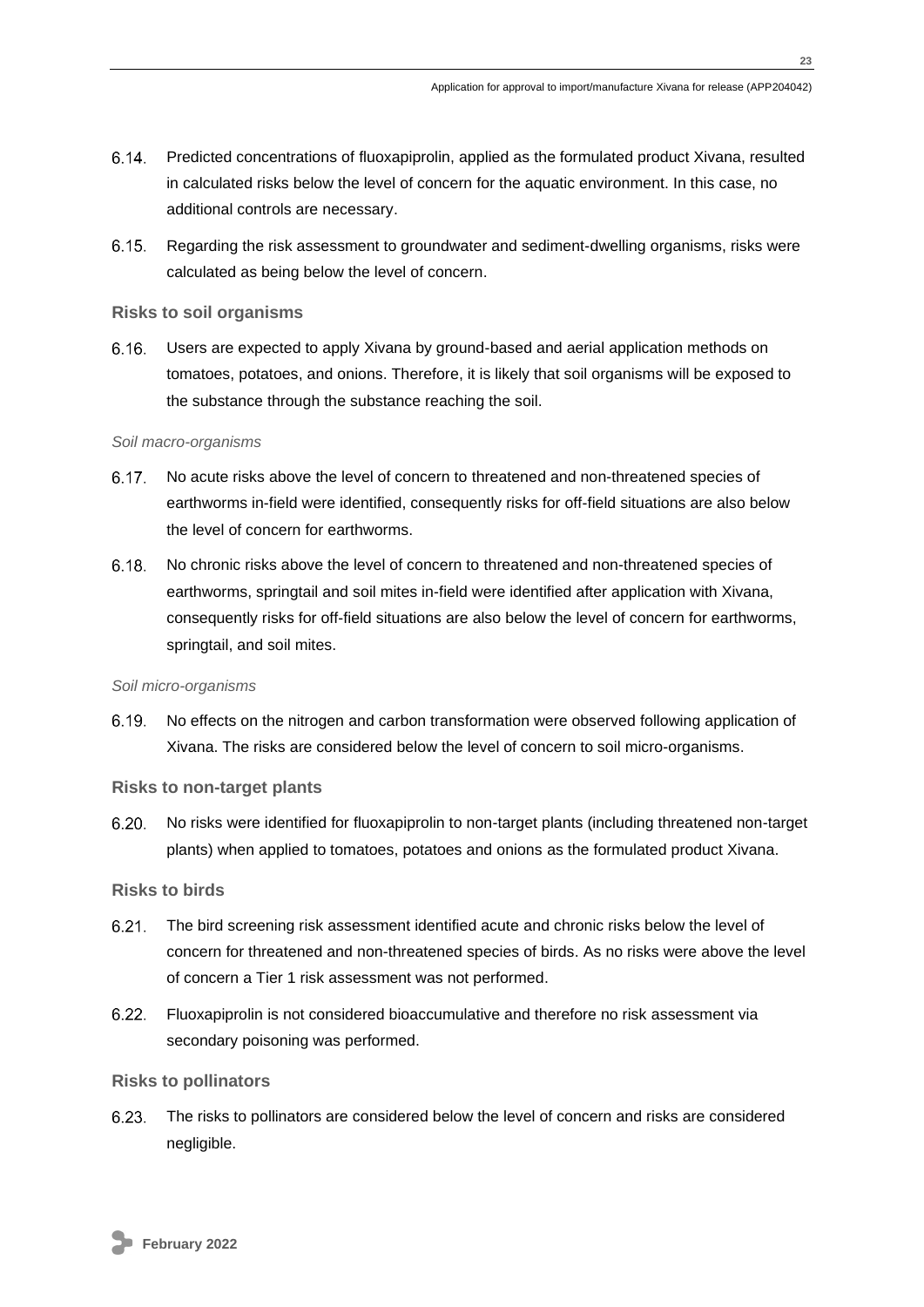6.14. Predicted concentrations of fluoxapiprolin, applied as the formulated product Xivana, resulted in calculated risks below the level of concern for the aquatic environment. In this case, no additional controls are necessary.

6.15. Regarding the risk assessment to groundwater and sediment-dwelling organisms, risks were calculated as being below the level of concern.

### Risks to soil organisms

6.16. Users are expected to apply Xivana by ground-based and aerial application methods on tomatoes, potatoes, and onions. Therefore, it is likely that soil organisms will be exposed to the substance through the substance reaching the soil.

*Soil macro-organisms*

6.17. No acute risks above the level of concern to threatened and non-threatened species of earthworms in-field were identified, consequently risks for off-field situations are also below the level of concern for earthworms.

6.18. No chronic risks above the level of concern to threatened and non-threatened species of earthworms, springtail and soil mites in-field were identified after application with Xivana, consequently risks for off-field situations are also below the level of concern for earthworms, springtail, and soil mites.

*Soil micro-organisms*

6.19. No effects on the nitrogen and carbon transformation were observed following application of Xivana. The risks are considered below the level of concern to soil micro-organisms.

### Risks to non-target plants

6.20. No risks were identified for fluoxapiprolin to non-target plants (including threatened non-target plants) when applied to tomatoes, potatoes and onions as the formulated product Xivana.

### Risks to birds

6.21. The bird screening risk assessment identified acute and chronic risks below the level of concern for threatened and non-threatened species of birds. As no risks were above the level of concern a Tier 1 risk assessment was not performed.

6.22. Fluoxapiprolin is not considered bioaccumulative and therefore no risk assessment via secondary poisoning was performed.

### Risks to pollinators

6.23. The risks to pollinators are considered below the level of concern and risks are considered negligible.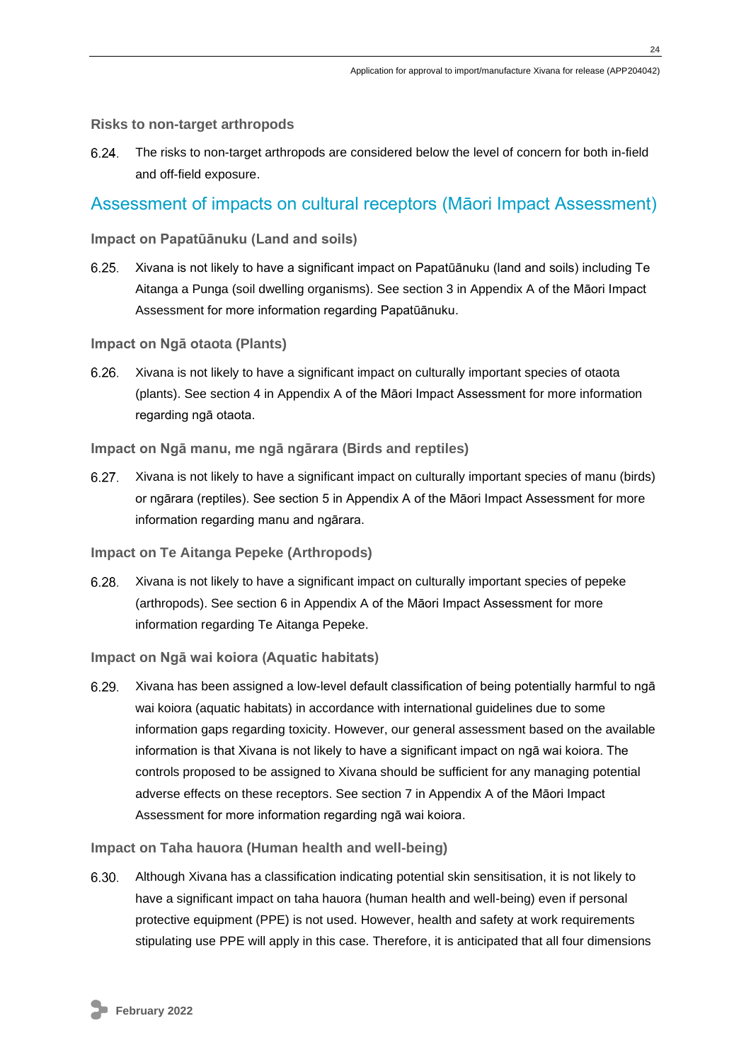### Risks to non-target arthropods

6.24. The risks to non-target arthropods are considered below the level of concern for both in-field and off-field exposure.

## Assessment of impacts on cultural receptors (Māori Impact Assessment)

### Impact on Papatūānuku (Land and soils)

6.25. Xivana is not likely to have a significant impact on Papatūānuku (land and soils) including Te Aitanga a Punga (soil dwelling organisms). See section 3 in Appendix A of the Māori Impact Assessment for more information regarding Papatūānuku.

### Impact on Ngā otaota (Plants)

6.26. Xivana is not likely to have a significant impact on culturally important species of otaota (plants). See section 4 in Appendix A of the Māori Impact Assessment for more information regarding ngā otaota.

### Impact on Ngā manu, me ngā ngārara (Birds and reptiles)

6.27. Xivana is not likely to have a significant impact on culturally important species of manu (birds) or ngārara (reptiles). See section 5 in Appendix A of the Māori Impact Assessment for more information regarding manu and ngārara.

### Impact on Te Aitanga Pepeke (Arthropods)

6.28. Xivana is not likely to have a significant impact on culturally important species of pepeke (arthropods). See section 6 in Appendix A of the Māori Impact Assessment for more information regarding Te Aitanga Pepeke.

### Impact on Ngā wai koiora (Aquatic habitats)

6.29. Xivana has been assigned a low-level default classification of being potentially harmful to ngā wai koiora (aquatic habitats) in accordance with international guidelines due to some information gaps regarding toxicity. However, our general assessment based on the available information is that Xivana is not likely to have a significant impact on ngā wai koiora. The controls proposed to be assigned to Xivana should be sufficient for any managing potential adverse effects on these receptors. See section 7 in Appendix A of the Māori Impact Assessment for more information regarding ngā wai koiora.

### Impact on Taha hauora (Human health and well-being)

6.30. Although Xivana has a classification indicating potential skin sensitisation, it is not likely to have a significant impact on taha hauora (human health and well-being) even if personal protective equipment (PPE) is not used. However, health and safety at work requirements stipulating use PPE will apply in this case. Therefore, it is anticipated that all four dimensions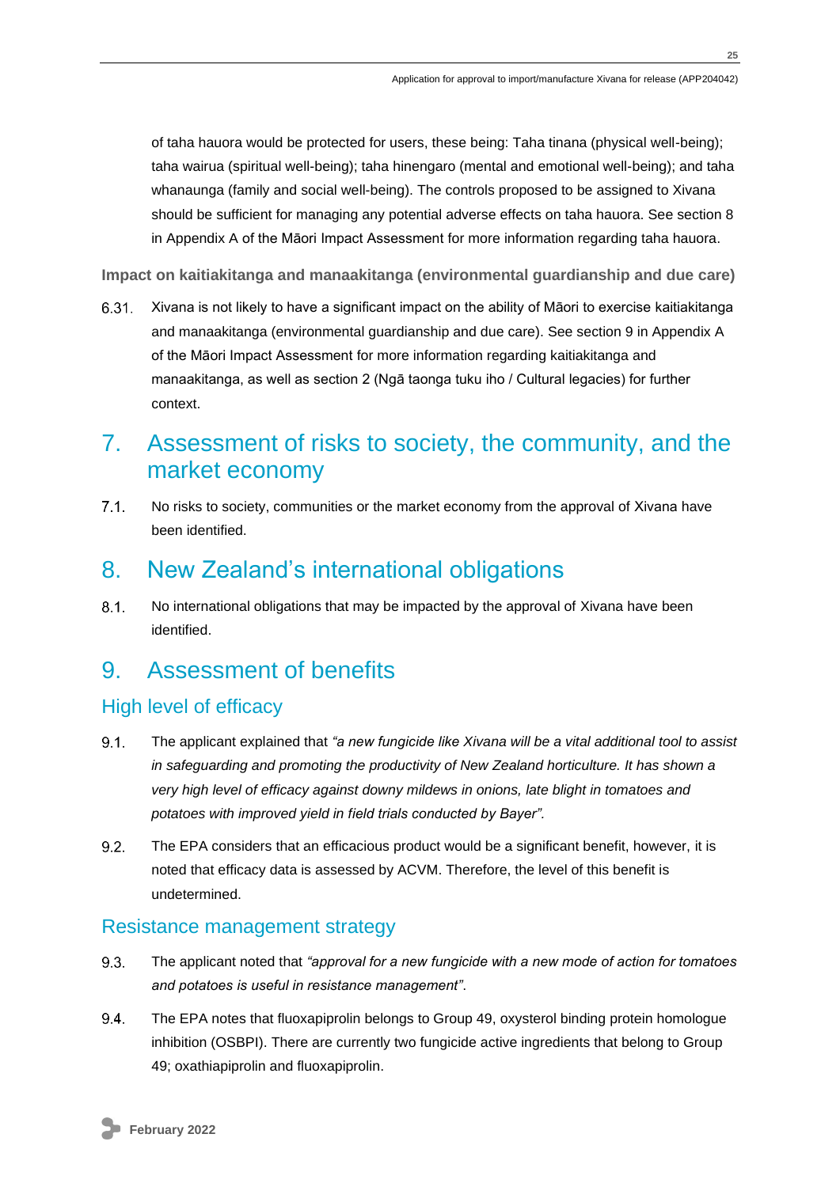of taha hauora would be protected for users, these being: Taha tinana (physical well-being); taha wairua (spiritual well-being); taha hinengaro (mental and emotional well-being); and taha whanaunga (family and social well-being). The controls proposed to be assigned to Xivana should be sufficient for managing any potential adverse effects on taha hauora. See section 8 in Appendix A of the Māori Impact Assessment for more information regarding taha hauora.

**Impact on kaitiakitanga and manaakitanga (environmental guardianship and due care)**

6.31. Xivana is not likely to have a significant impact on the ability of Māori to exercise kaitiakitanga and manaakitanga (environmental guardianship and due care). See section 9 in Appendix A of the Māori Impact Assessment for more information regarding kaitiakitanga and manaakitanga, as well as section 2 (Ngā taonga tuku iho / Cultural legacies) for further context.

# 7. Assessment of risks to society, the community, and the market economy

7.1. No risks to society, communities or the market economy from the approval of Xivana have been identified.

# 8. New Zealand's international obligations

8.1. No international obligations that may be impacted by the approval of Xivana have been identified.

# 9. Assessment of benefits

## High level of efficacy

9.1. The applicant explained that *"a new fungicide like Xivana will be a vital additional tool to assist in safeguarding and promoting the productivity of New Zealand horticulture. It has shown a very high level of efficacy against downy mildews in onions, late blight in tomatoes and potatoes with improved yield in field trials conducted by Bayer".*

9.2. The EPA considers that an efficacious product would be a significant benefit, however, it is noted that efficacy data is assessed by ACVM. Therefore, the level of this benefit is undetermined.

## Resistance management strategy

9.3. The applicant noted that *"approval for a new fungicide with a new mode of action for tomatoes and potatoes is useful in resistance management".*

9.4. The EPA notes that fluoxapiprolin belongs to Group 49, oxysterol binding protein homologue inhibition (OSBPI). There are currently two fungicide active ingredients that belong to Group 49; oxathiapiprolin and fluoxapiprolin.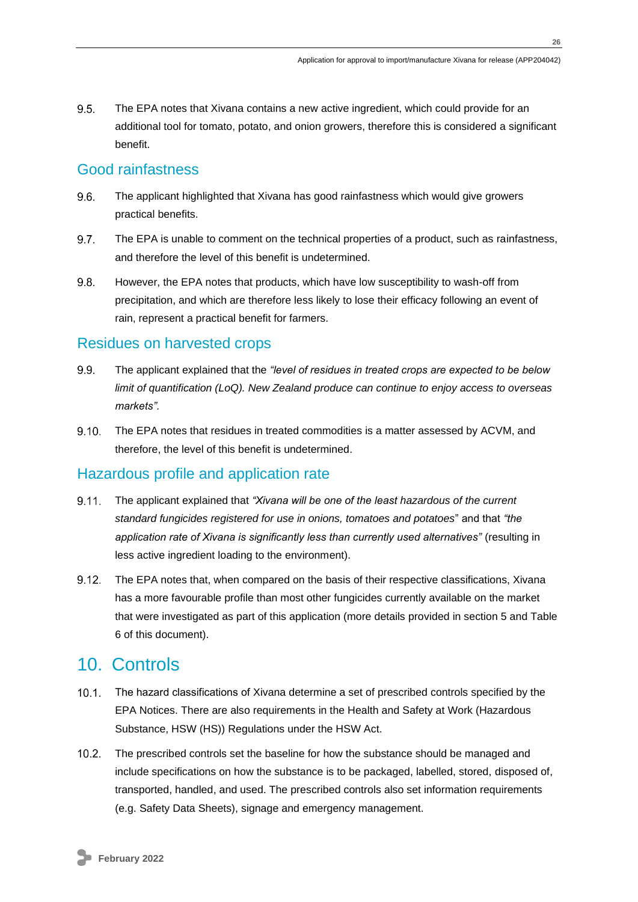9.5. The EPA notes that Xivana contains a new active ingredient, which could provide for an additional tool for tomato, potato, and onion growers, therefore this is considered a significant benefit.

### Good rainfastness

9.6. The applicant highlighted that Xivana has good rainfastness which would give growers practical benefits.

9.7. The EPA is unable to comment on the technical properties of a product, such as rainfastness, and therefore the level of this benefit is undetermined.

9.8. However, the EPA notes that products, which have low susceptibility to wash-off from precipitation, and which are therefore less likely to lose their efficacy following an event of rain, represent a practical benefit for farmers.

### Residues on harvested crops

9.9. The applicant explained that the *"level of residues in treated crops are expected to be below limit of quantification (LoQ). New Zealand produce can continue to enjoy access to overseas markets".*

9.10. The EPA notes that residues in treated commodities is a matter assessed by ACVM, and therefore, the level of this benefit is undetermined.

### Hazardous profile and application rate

9.11. The applicant explained that *"Xivana will be one of the least hazardous of the current standard fungicides registered for use in onions, tomatoes and potatoes"* and that *"the application rate of Xivana is significantly less than currently used alternatives"* (resulting in less active ingredient loading to the environment).

9.12. The EPA notes that, when compared on the basis of their respective classifications, Xivana has a more favourable profile than most other fungicides currently available on the market that were investigated as part of this application (more details provided in section 5 and Table 6 of this document).

## 10. Controls

10.1. The hazard classifications of Xivana determine a set of prescribed controls specified by the EPA Notices. There are also requirements in the Health and Safety at Work (Hazardous Substance, HSW (HS)) Regulations under the HSW Act.

10.2. The prescribed controls set the baseline for how the substance should be managed and include specifications on how the substance is to be packaged, labelled, stored, disposed of, transported, handled, and used. The prescribed controls also set information requirements (e.g. Safety Data Sheets), signage and emergency management.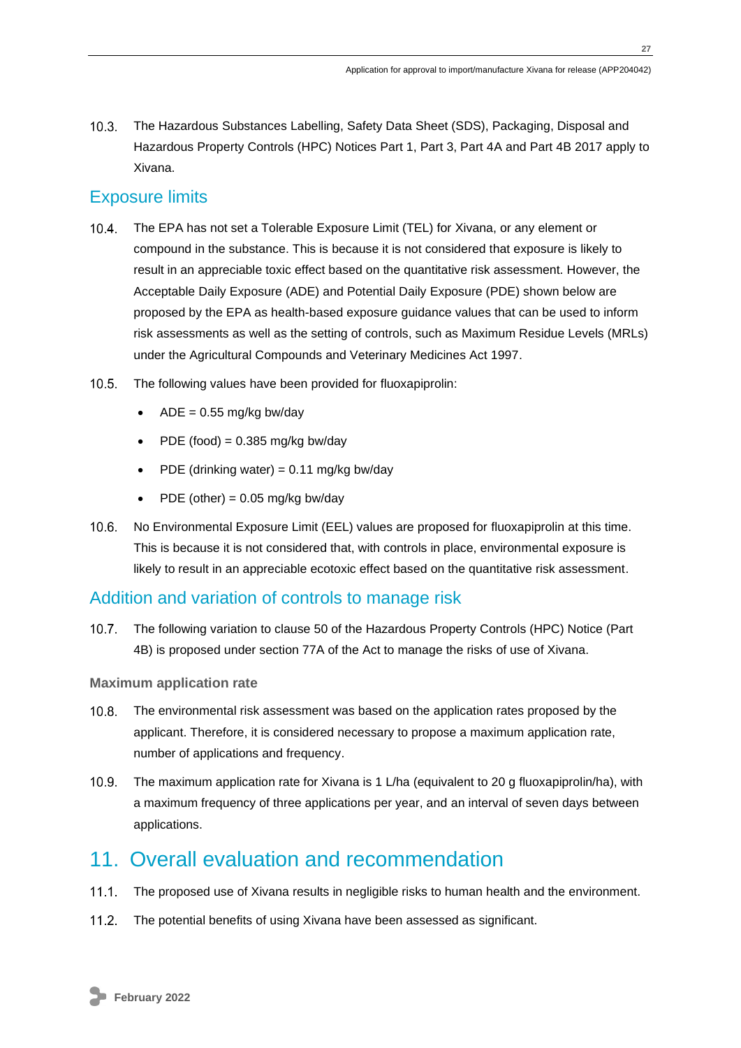10.3. The Hazardous Substances Labelling, Safety Data Sheet (SDS), Packaging, Disposal and Hazardous Property Controls (HPC) Notices Part 1, Part 3, Part 4A and Part 4B 2017 apply to Xivana.

## Exposure limits

10.4. The EPA has not set a Tolerable Exposure Limit (TEL) for Xivana, or any element or compound in the substance. This is because it is not considered that exposure is likely to result in an appreciable toxic effect based on the quantitative risk assessment. However, the Acceptable Daily Exposure (ADE) and Potential Daily Exposure (PDE) shown below are proposed by the EPA as health-based exposure guidance values that can be used to inform risk assessments as well as the setting of controls, such as Maximum Residue Levels (MRLs) under the Agricultural Compounds and Veterinary Medicines Act 1997.

10.5. The following values have been provided for fluoxapiprolin:

- ADE = 0.55 mg/kg bw/day
- PDE (food) = 0.385 mg/kg bw/day
- PDE (drinking water) = 0.11 mg/kg bw/day
- PDE (other) = 0.05 mg/kg bw/day

10.6. No Environmental Exposure Limit (EEL) values are proposed for fluoxapiprolin at this time. This is because it is not considered that, with controls in place, environmental exposure is likely to result in an appreciable ecotoxic effect based on the quantitative risk assessment.

## Addition and variation of controls to manage risk

10.7. The following variation to clause 50 of the Hazardous Property Controls (HPC) Notice (Part 4B) is proposed under section 77A of the Act to manage the risks of use of Xivana.

### Maximum application rate

10.8. The environmental risk assessment was based on the application rates proposed by the applicant. Therefore, it is considered necessary to propose a maximum application rate, number of applications and frequency.

10.9. The maximum application rate for Xivana is 1 L/ha (equivalent to 20 g fluoxapiprolin/ha), with a maximum frequency of three applications per year, and an interval of seven days between applications.

# 11. Overall evaluation and recommendation

11.1. The proposed use of Xivana results in negligible risks to human health and the environment.

11.2. The potential benefits of using Xivana have been assessed as significant.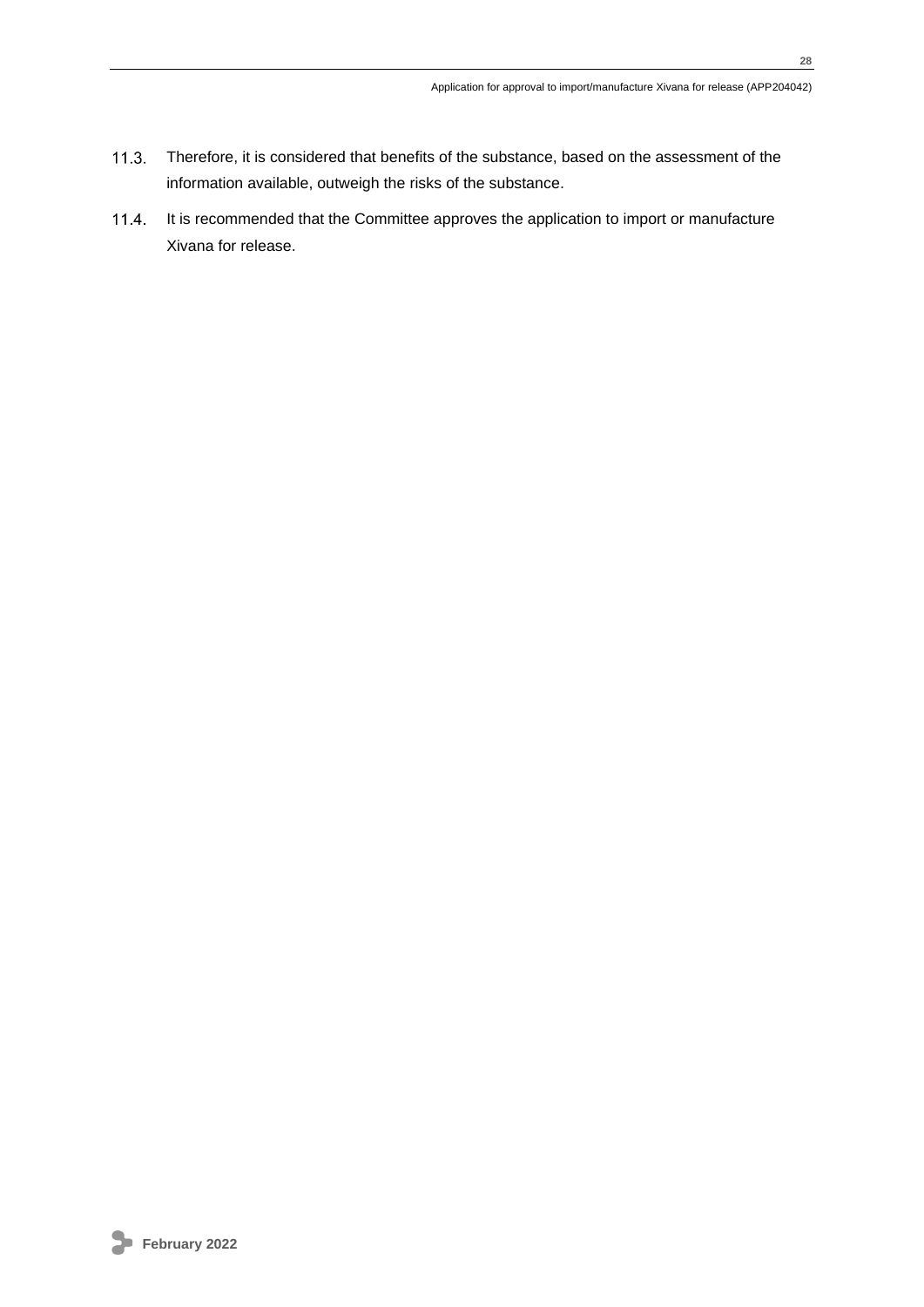11.3. Therefore, it is considered that benefits of the substance, based on the assessment of the information available, outweigh the risks of the substance.

11.4. It is recommended that the Committee approves the application to import or manufacture Xivana for release.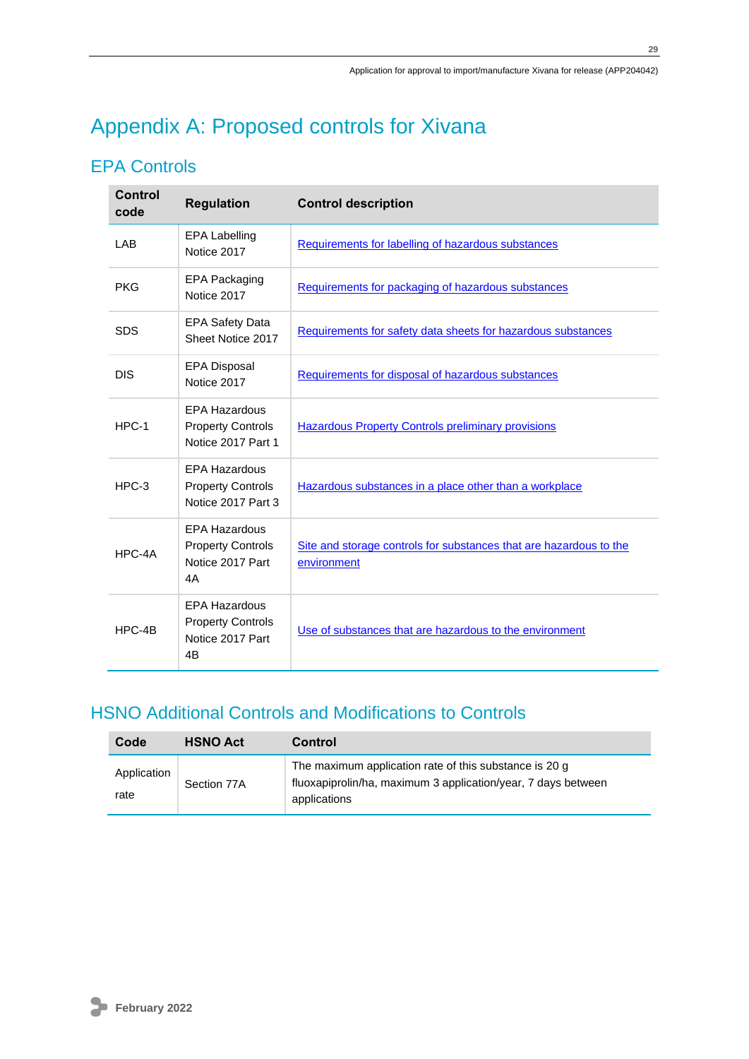# Appendix A: Proposed controls for Xivana

## EPA Controls

| Control code | Regulation | Control description |
|---|---|---|
| LAB | EPA Labelling Notice 2017 | Requirements for labelling of hazardous substances |
| PKG | EPA Packaging Notice 2017 | Requirements for packaging of hazardous substances |
| SDS | EPA Safety Data Sheet Notice 2017 | Requirements for safety data sheets for hazardous substances |
| DIS | EPA Disposal Notice 2017 | Requirements for disposal of hazardous substances |
| HPC-1 | EPA Hazardous Property Controls Notice 2017 Part 1 | Hazardous Property Controls preliminary provisions |
| HPC-3 | EPA Hazardous Property Controls Notice 2017 Part 3 | Hazardous substances in a place other than a workplace |
| HPC-4A | EPA Hazardous Property Controls Notice 2017 Part 4A | Site and storage controls for substances that are hazardous to the environment |
| HPC-4B | EPA Hazardous Property Controls Notice 2017 Part 4B | Use of substances that are hazardous to the environment |

## HSNO Additional Controls and Modifications to Controls

| Code | HSNO Act | Control |
|---|---|---|
| Application rate | Section 77A | The maximum application rate of this substance is 20 g fluoxapiprolin/ha, maximum 3 application/year, 7 days between applications |